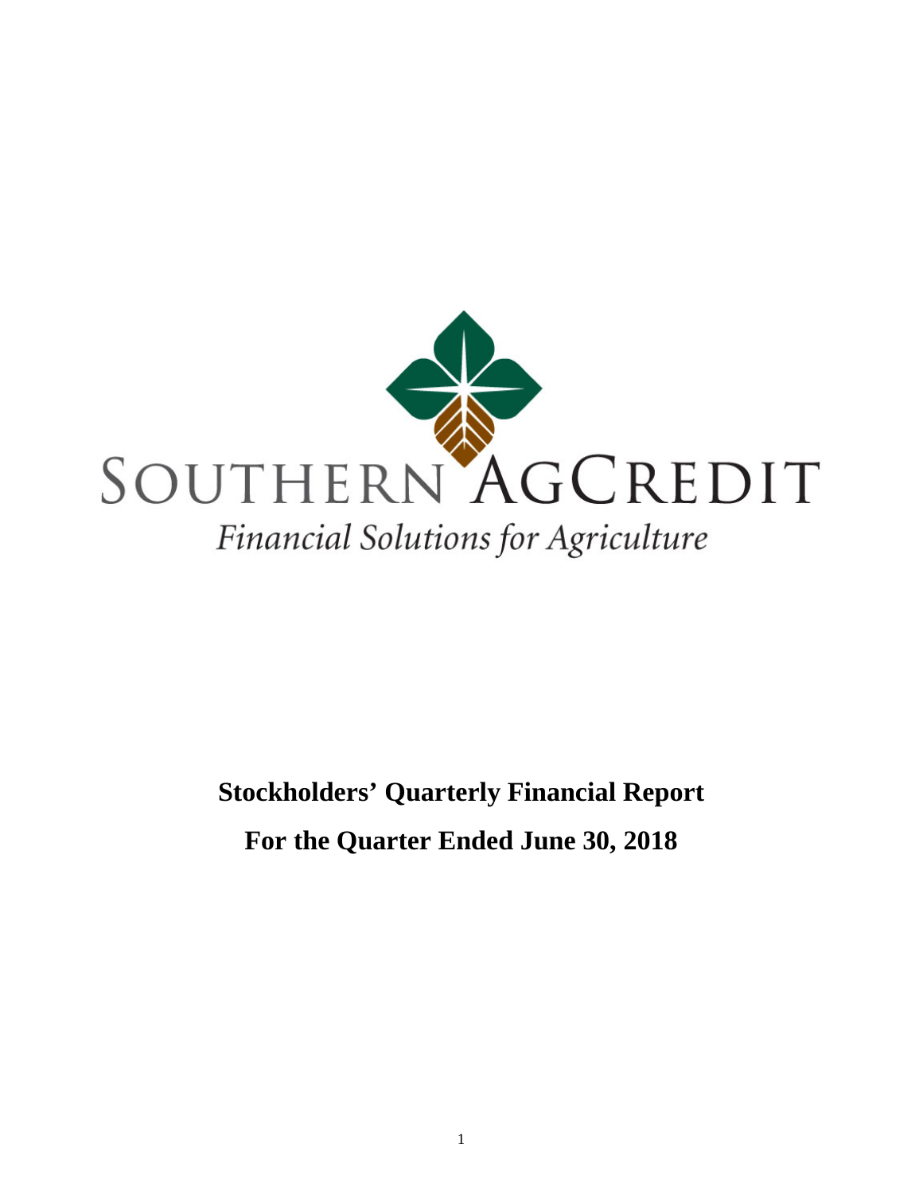SOUTHERN AGCREDIT

*Financial Solutions for Agriculture*

**Stockholders' Quarterly Financial Report**

**For the Quarter Ended June 30, 2018**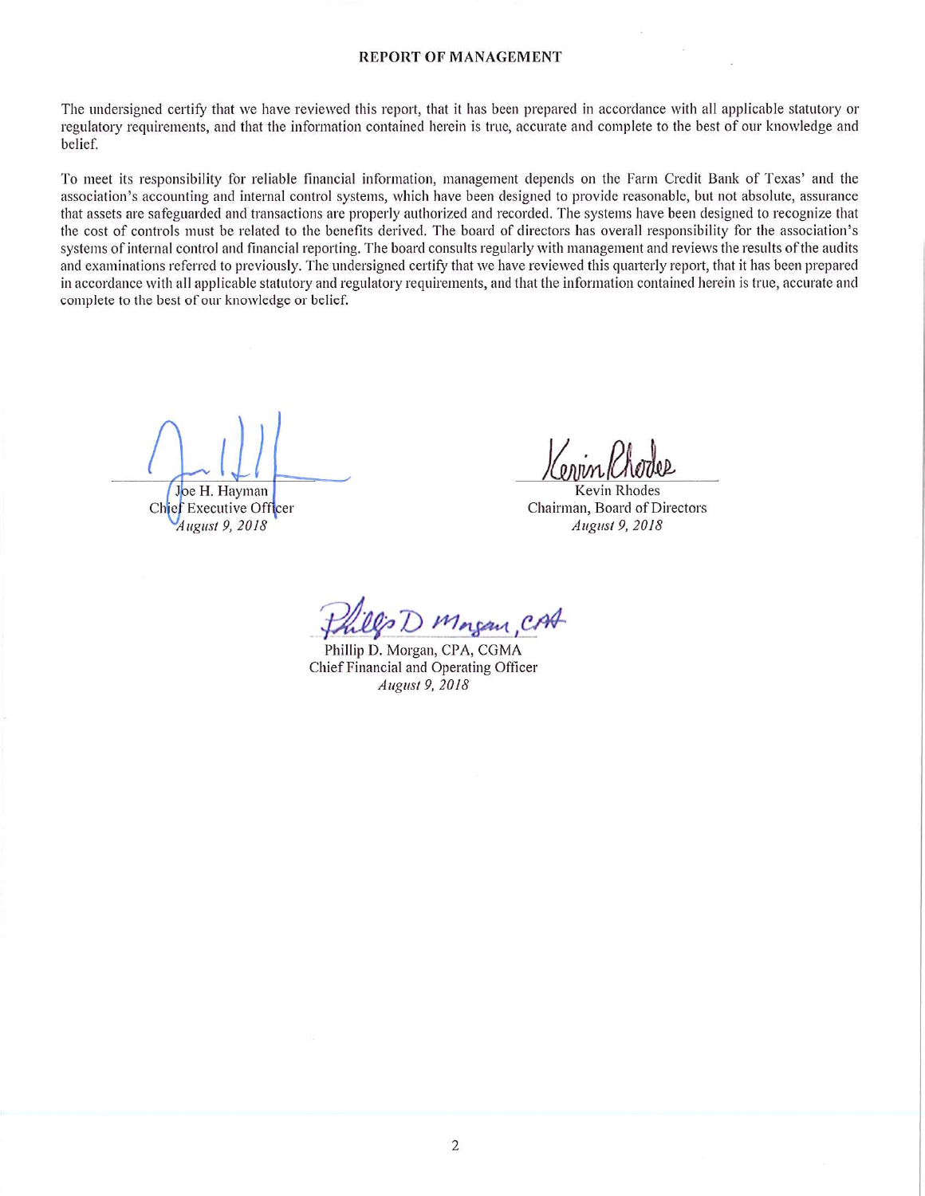## REPORT OF MANAGEMENT

The undersigned certify that we have reviewed this report, that it has been prepared in accordance with all applicable statutory or regulatory requirements, and that the information contained herein is true, accurate and complete to the best of our knowledge and belief.

To meet its responsibility for reliable financial information, management depends on the Farm Credit Bank of Texas' and the association's accounting and internal control systems, which have been designed to provide reasonable, but not absolute, assurance that assets are safeguarded and transactions are properly authorized and recorded. The systems have been designed to recognize that the cost of controls must be related to the benefits derived. The board of directors has overall responsibility for the association's systems of internal control and financial reporting. The board consults regularly with management and reviews the results of the audits and examinations referred to previously. The undersigned certify that we have reviewed this quarterly report, that it has been prepared in accordance with all applicable statutory and regulatory requirements, and that the information contained herein is true, accurate and complete to the best of our knowledge or belief.

Joe H. Hayman
Chief Executive Officer
*August 9, 2018*

Kevin Rhodes
Chairman, Board of Directors
*August 9, 2018*

Phillip D. Morgan, CPA, CGMA
Chief Financial and Operating Officer
*August 9, 2018*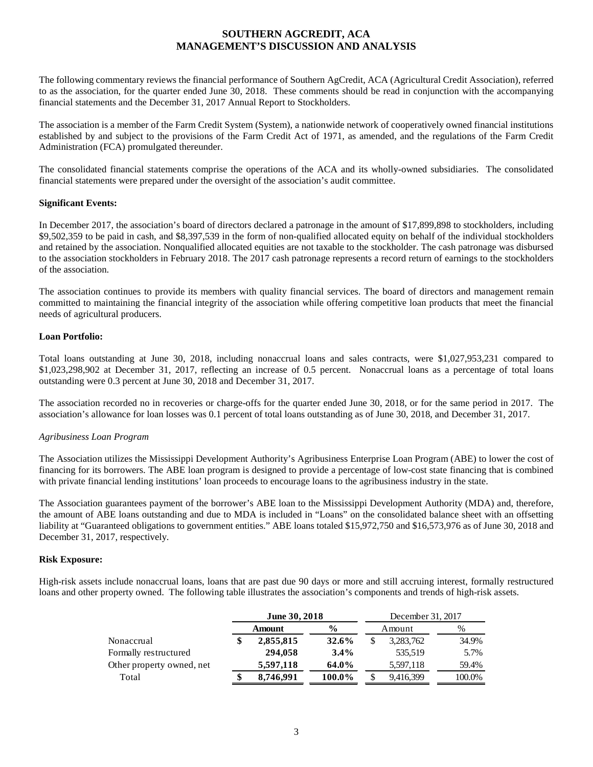# SOUTHERN AGCREDIT, ACA
## MANAGEMENT'S DISCUSSION AND ANALYSIS

The following commentary reviews the financial performance of Southern AgCredit, ACA (Agricultural Credit Association), referred to as the association, for the quarter ended June 30, 2018. These comments should be read in conjunction with the accompanying financial statements and the December 31, 2017 Annual Report to Stockholders.

The association is a member of the Farm Credit System (System), a nationwide network of cooperatively owned financial institutions established by and subject to the provisions of the Farm Credit Act of 1971, as amended, and the regulations of the Farm Credit Administration (FCA) promulgated thereunder.

The consolidated financial statements comprise the operations of the ACA and its wholly-owned subsidiaries. The consolidated financial statements were prepared under the oversight of the association's audit committee.

**Significant Events:**

In December 2017, the association's board of directors declared a patronage in the amount of $17,899,898 to stockholders, including $9,502,359 to be paid in cash, and $8,397,539 in the form of non-qualified allocated equity on behalf of the individual stockholders and retained by the association. Nonqualified allocated equities are not taxable to the stockholder. The cash patronage was disbursed to the association stockholders in February 2018. The 2017 cash patronage represents a record return of earnings to the stockholders of the association.

The association continues to provide its members with quality financial services. The board of directors and management remain committed to maintaining the financial integrity of the association while offering competitive loan products that meet the financial needs of agricultural producers.

**Loan Portfolio:**

Total loans outstanding at June 30, 2018, including nonaccrual loans and sales contracts, were $1,027,953,231 compared to $1,023,298,902 at December 31, 2017, reflecting an increase of 0.5 percent. Nonaccrual loans as a percentage of total loans outstanding were 0.3 percent at June 30, 2018 and December 31, 2017.

The association recorded no in recoveries or charge-offs for the quarter ended June 30, 2018, or for the same period in 2017. The association's allowance for loan losses was 0.1 percent of total loans outstanding as of June 30, 2018, and December 31, 2017.

*Agribusiness Loan Program*

The Association utilizes the Mississippi Development Authority's Agribusiness Enterprise Loan Program (ABE) to lower the cost of financing for its borrowers. The ABE loan program is designed to provide a percentage of low-cost state financing that is combined with private financial lending institutions' loan proceeds to encourage loans to the agribusiness industry in the state.

The Association guarantees payment of the borrower's ABE loan to the Mississippi Development Authority (MDA) and, therefore, the amount of ABE loans outstanding and due to MDA is included in "Loans" on the consolidated balance sheet with an offsetting liability at "Guaranteed obligations to government entities." ABE loans totaled $15,972,750 and $16,573,976 as of June 30, 2018 and December 31, 2017, respectively.

**Risk Exposure:**

High-risk assets include nonaccrual loans, loans that are past due 90 days or more and still accruing interest, formally restructured loans and other property owned. The following table illustrates the association's components and trends of high-risk assets.

| | **June 30, 2018** | | December 31, 2017 | |
|---|---|---|---|---|
| | **Amount** | **%** | Amount | % |
| Nonaccrual | **$ 2,855,815** | **32.6%** | $ 3,283,762 | 34.9% |
| Formally restructured | **294,058** | **3.4%** | 535,519 | 5.7% |
| Other property owned, net | **5,597,118** | **64.0%** | 5,597,118 | 59.4% |
| Total | **$ 8,746,991** | **100.0%** | $ 9,416,399 | 100.0% |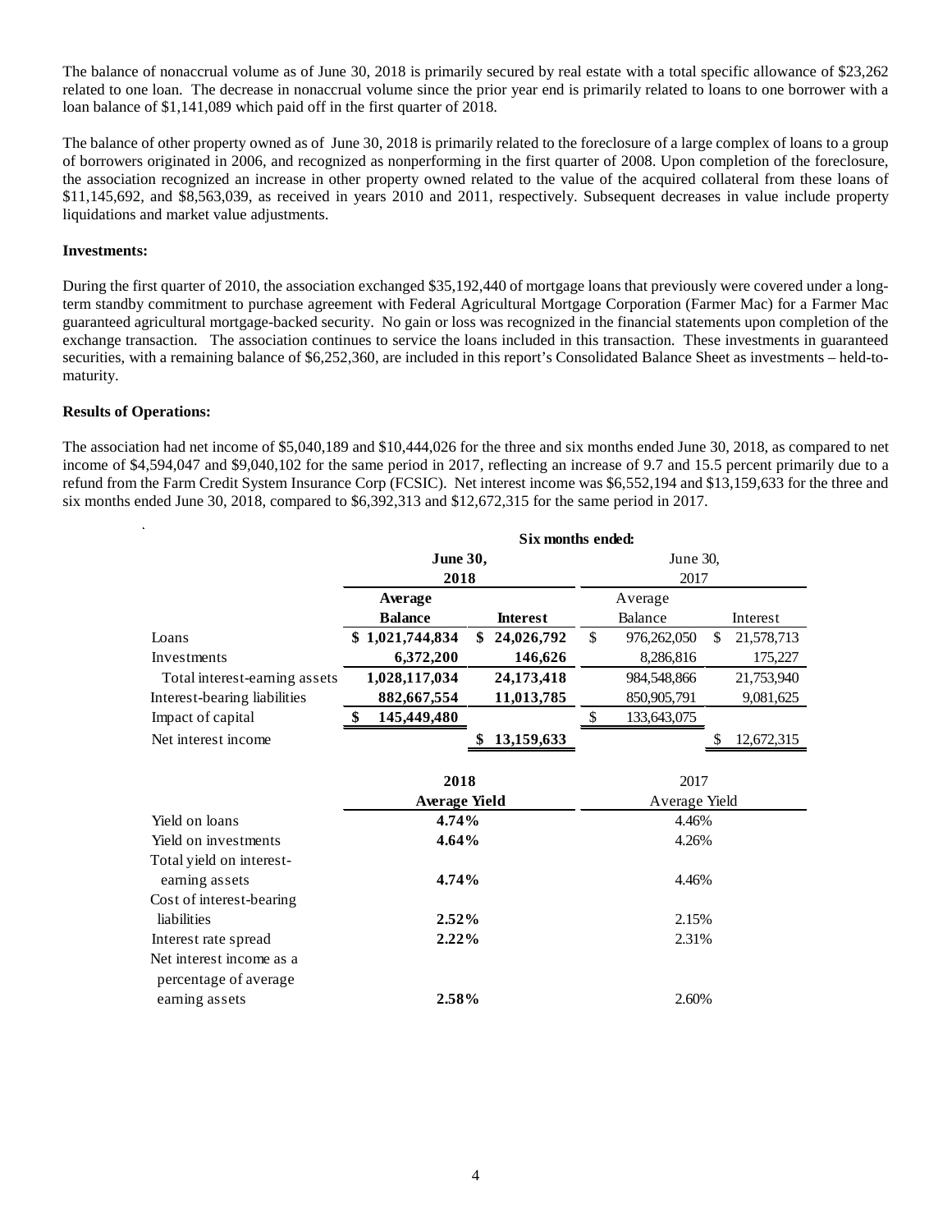The balance of nonaccrual volume as of June 30, 2018 is primarily secured by real estate with a total specific allowance of $23,262 related to one loan. The decrease in nonaccrual volume since the prior year end is primarily related to loans to one borrower with a loan balance of $1,141,089 which paid off in the first quarter of 2018.

The balance of other property owned as of June 30, 2018 is primarily related to the foreclosure of a large complex of loans to a group of borrowers originated in 2006, and recognized as nonperforming in the first quarter of 2008. Upon completion of the foreclosure, the association recognized an increase in other property owned related to the value of the acquired collateral from these loans of $11,145,692, and $8,563,039, as received in years 2010 and 2011, respectively. Subsequent decreases in value include property liquidations and market value adjustments.

**Investments:**

During the first quarter of 2010, the association exchanged $35,192,440 of mortgage loans that previously were covered under a long-term standby commitment to purchase agreement with Federal Agricultural Mortgage Corporation (Farmer Mac) for a Farmer Mac guaranteed agricultural mortgage-backed security. No gain or loss was recognized in the financial statements upon completion of the exchange transaction. The association continues to service the loans included in this transaction. These investments in guaranteed securities, with a remaining balance of $6,252,360, are included in this report's Consolidated Balance Sheet as investments – held-to-maturity.

**Results of Operations:**

The association had net income of $5,040,189 and $10,444,026 for the three and six months ended June 30, 2018, as compared to net income of $4,594,047 and $9,040,102 for the same period in 2017, reflecting an increase of 9.7 and 15.5 percent primarily due to a refund from the Farm Credit System Insurance Corp (FCSIC). Net interest income was $6,552,194 and $13,159,633 for the three and six months ended June 30, 2018, compared to $6,392,313 and $12,672,315 for the same period in 2017.

| | **Six months ended:** | | | |
|---|---|---|---|---|
| | **June 30, 2018** | | June 30, 2017 | |
| | **Average Balance** | **Interest** | Average Balance | Interest |
| Loans | **$ 1,021,744,834** | **$ 24,026,792** | $ 976,262,050 | $ 21,578,713 |
| Investments | **6,372,200** | **146,626** | 8,286,816 | 175,227 |
| Total interest-earning assets | **1,028,117,034** | **24,173,418** | 984,548,866 | 21,753,940 |
| Interest-bearing liabilities | **882,667,554** | **11,013,785** | 850,905,791 | 9,081,625 |
| Impact of capital | **$ 145,449,480** | | $ 133,643,075 | |
| Net interest income | | **$ 13,159,633** | | $ 12,672,315 |

| | **2018** | 2017 |
|---|---|---|
| | **Average Yield** | Average Yield |
| Yield on loans | **4.74%** | 4.46% |
| Yield on investments | **4.64%** | 4.26% |
| Total yield on interest-earning assets | **4.74%** | 4.46% |
| Cost of interest-bearing liabilities | **2.52%** | 2.15% |
| Interest rate spread | **2.22%** | 2.31% |
| Net interest income as a percentage of average earning assets | **2.58%** | 2.60% |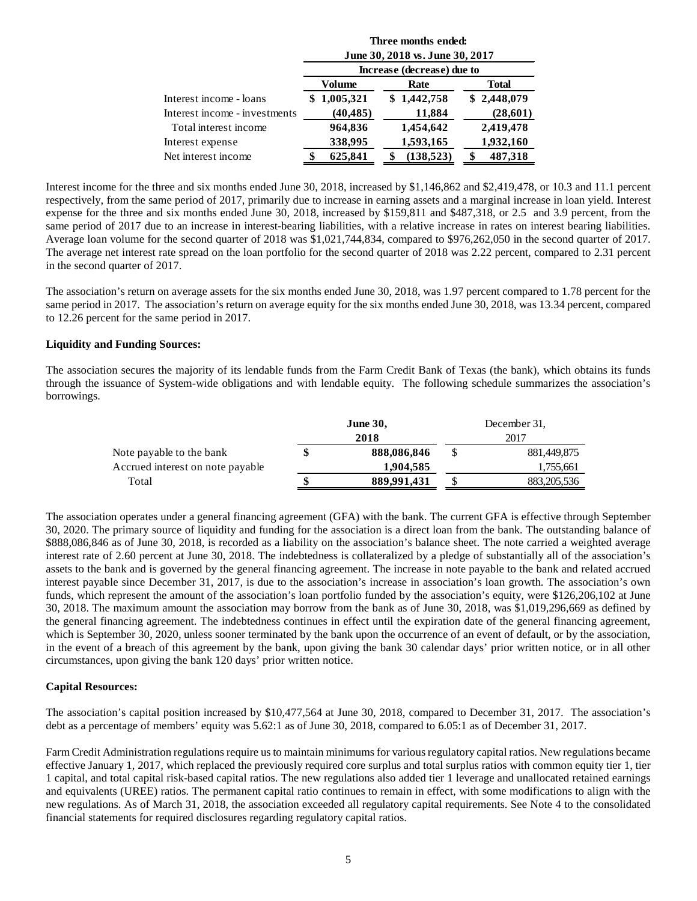| | Three months ended: June 30, 2018 vs. June 30, 2017 | | |
|---|---|---|---|
| | Increase (decrease) due to | | |
| | Volume | Rate | Total |
| Interest income - loans | $ 1,005,321 | $ 1,442,758 | $ 2,448,079 |
| Interest income - investments | (40,485) | 11,884 | (28,601) |
| Total interest income | 964,836 | 1,454,642 | 2,419,478 |
| Interest expense | 338,995 | 1,593,165 | 1,932,160 |
| Net interest income | $ 625,841 | $ (138,523) | $ 487,318 |

Interest income for the three and six months ended June 30, 2018, increased by $1,146,862 and $2,419,478, or 10.3 and 11.1 percent respectively, from the same period of 2017, primarily due to increase in earning assets and a marginal increase in loan yield. Interest expense for the three and six months ended June 30, 2018, increased by $159,811 and $487,318, or 2.5 and 3.9 percent, from the same period of 2017 due to an increase in interest-bearing liabilities, with a relative increase in rates on interest bearing liabilities. Average loan volume for the second quarter of 2018 was $1,021,744,834, compared to $976,262,050 in the second quarter of 2017. The average net interest rate spread on the loan portfolio for the second quarter of 2018 was 2.22 percent, compared to 2.31 percent in the second quarter of 2017.

The association's return on average assets for the six months ended June 30, 2018, was 1.97 percent compared to 1.78 percent for the same period in 2017. The association's return on average equity for the six months ended June 30, 2018, was 13.34 percent, compared to 12.26 percent for the same period in 2017.

**Liquidity and Funding Sources:**

The association secures the majority of its lendable funds from the Farm Credit Bank of Texas (the bank), which obtains its funds through the issuance of System-wide obligations and with lendable equity. The following schedule summarizes the association's borrowings.

| | June 30, 2018 | December 31, 2017 |
|---|---|---|
| Note payable to the bank | $ 888,086,846 | $ 881,449,875 |
| Accrued interest on note payable | 1,904,585 | 1,755,661 |
| Total | $ 889,991,431 | $ 883,205,536 |

The association operates under a general financing agreement (GFA) with the bank. The current GFA is effective through September 30, 2020. The primary source of liquidity and funding for the association is a direct loan from the bank. The outstanding balance of $888,086,846 as of June 30, 2018, is recorded as a liability on the association's balance sheet. The note carried a weighted average interest rate of 2.60 percent at June 30, 2018. The indebtedness is collateralized by a pledge of substantially all of the association's assets to the bank and is governed by the general financing agreement. The increase in note payable to the bank and related accrued interest payable since December 31, 2017, is due to the association's increase in association's loan growth. The association's own funds, which represent the amount of the association's loan portfolio funded by the association's equity, were $126,206,102 at June 30, 2018. The maximum amount the association may borrow from the bank as of June 30, 2018, was $1,019,296,669 as defined by the general financing agreement. The indebtedness continues in effect until the expiration date of the general financing agreement, which is September 30, 2020, unless sooner terminated by the bank upon the occurrence of an event of default, or by the association, in the event of a breach of this agreement by the bank, upon giving the bank 30 calendar days' prior written notice, or in all other circumstances, upon giving the bank 120 days' prior written notice.

**Capital Resources:**

The association's capital position increased by $10,477,564 at June 30, 2018, compared to December 31, 2017. The association's debt as a percentage of members' equity was 5.62:1 as of June 30, 2018, compared to 6.05:1 as of December 31, 2017.

Farm Credit Administration regulations require us to maintain minimums for various regulatory capital ratios. New regulations became effective January 1, 2017, which replaced the previously required core surplus and total surplus ratios with common equity tier 1, tier 1 capital, and total capital risk-based capital ratios. The new regulations also added tier 1 leverage and unallocated retained earnings and equivalents (UREE) ratios. The permanent capital ratio continues to remain in effect, with some modifications to align with the new regulations. As of March 31, 2018, the association exceeded all regulatory capital requirements. See Note 4 to the consolidated financial statements for required disclosures regarding regulatory capital ratios.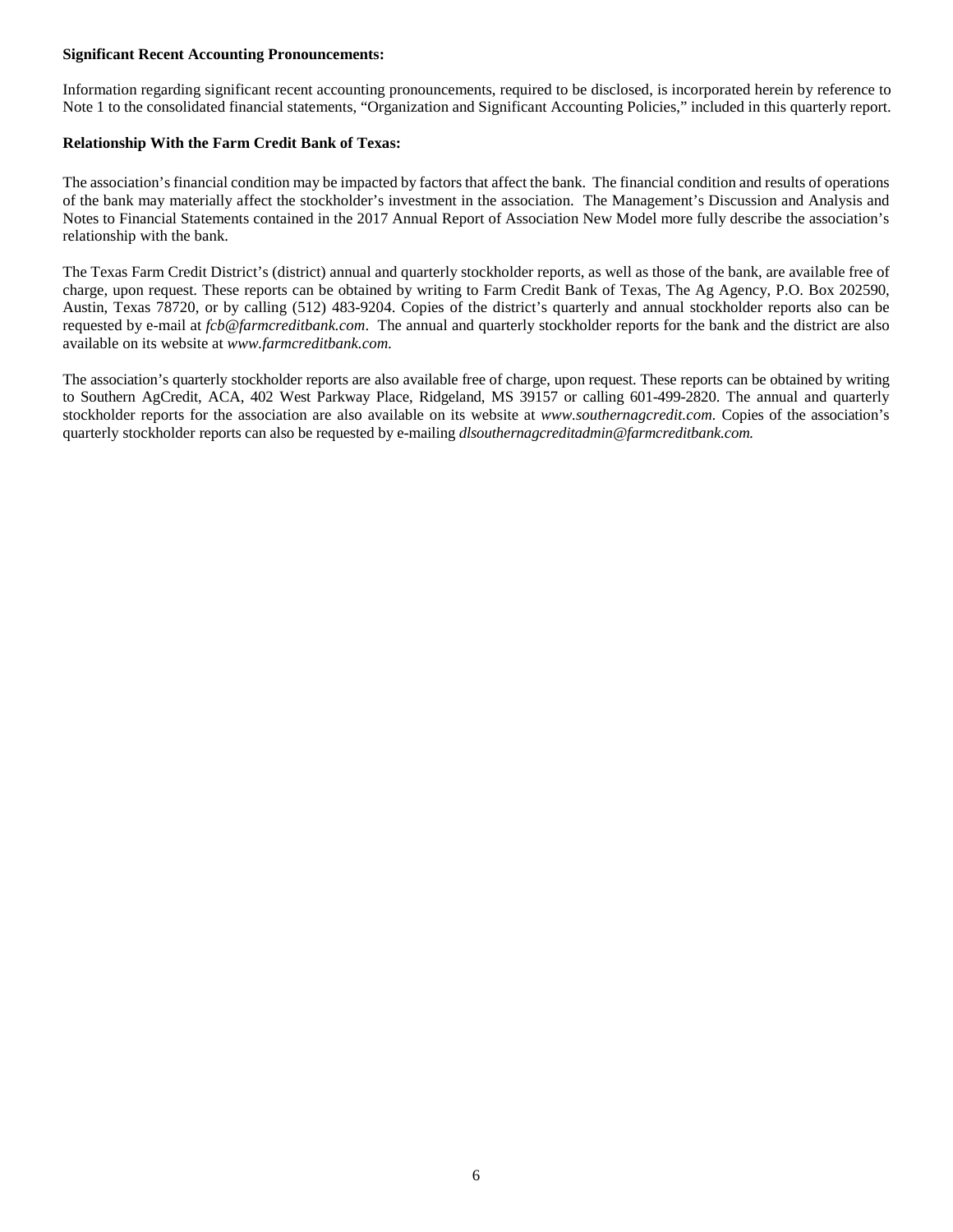**Significant Recent Accounting Pronouncements:**

Information regarding significant recent accounting pronouncements, required to be disclosed, is incorporated herein by reference to Note 1 to the consolidated financial statements, "Organization and Significant Accounting Policies," included in this quarterly report.

**Relationship With the Farm Credit Bank of Texas:**

The association's financial condition may be impacted by factors that affect the bank. The financial condition and results of operations of the bank may materially affect the stockholder's investment in the association. The Management's Discussion and Analysis and Notes to Financial Statements contained in the 2017 Annual Report of Association New Model more fully describe the association's relationship with the bank.

The Texas Farm Credit District's (district) annual and quarterly stockholder reports, as well as those of the bank, are available free of charge, upon request. These reports can be obtained by writing to Farm Credit Bank of Texas, The Ag Agency, P.O. Box 202590, Austin, Texas 78720, or by calling (512) 483-9204. Copies of the district's quarterly and annual stockholder reports also can be requested by e-mail at *fcb@farmcreditbank.com*. The annual and quarterly stockholder reports for the bank and the district are also available on its website at *www.farmcreditbank.com.*

The association's quarterly stockholder reports are also available free of charge, upon request. These reports can be obtained by writing to Southern AgCredit, ACA, 402 West Parkway Place, Ridgeland, MS 39157 or calling 601-499-2820. The annual and quarterly stockholder reports for the association are also available on its website at *www.southernagcredit.com.* Copies of the association's quarterly stockholder reports can also be requested by e-mailing *dlsouthernagcreditadmin@farmcreditbank.com.*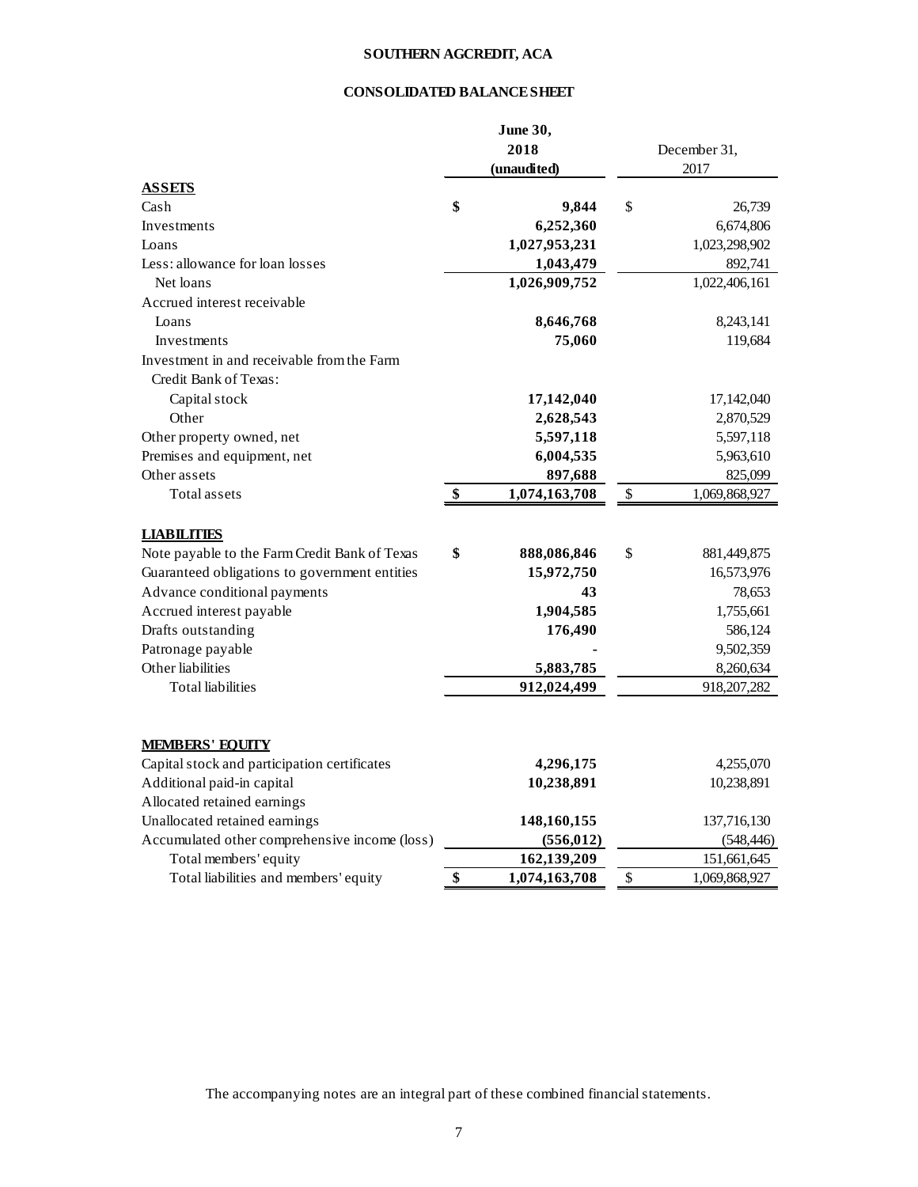# SOUTHERN AGCREDIT, ACA

## CONSOLIDATED BALANCE SHEET

| | June 30, 2018 (unaudited) | December 31, 2017 |
|---|---|---|
| **ASSETS** | | |
| Cash | $ 9,844 | $ 26,739 |
| Investments | 6,252,360 | 6,674,806 |
| Loans | 1,027,953,231 | 1,023,298,902 |
| Less: allowance for loan losses | 1,043,479 | 892,741 |
| Net loans | 1,026,909,752 | 1,022,406,161 |
| Accrued interest receivable | | |
| Loans | 8,646,768 | 8,243,141 |
| Investments | 75,060 | 119,684 |
| Investment in and receivable from the Farm Credit Bank of Texas: | | |
| Capital stock | 17,142,040 | 17,142,040 |
| Other | 2,628,543 | 2,870,529 |
| Other property owned, net | 5,597,118 | 5,597,118 |
| Premises and equipment, net | 6,004,535 | 5,963,610 |
| Other assets | 897,688 | 825,099 |
| Total assets | $ 1,074,163,708 | $ 1,069,868,927 |
| **LIABILITIES** | | |
| Note payable to the Farm Credit Bank of Texas | $ 888,086,846 | $ 881,449,875 |
| Guaranteed obligations to government entities | 15,972,750 | 16,573,976 |
| Advance conditional payments | 43 | 78,653 |
| Accrued interest payable | 1,904,585 | 1,755,661 |
| Drafts outstanding | 176,490 | 586,124 |
| Patronage payable | - | 9,502,359 |
| Other liabilities | 5,883,785 | 8,260,634 |
| Total liabilities | 912,024,499 | 918,207,282 |
| **MEMBERS' EQUITY** | | |
| Capital stock and participation certificates | 4,296,175 | 4,255,070 |
| Additional paid-in capital | 10,238,891 | 10,238,891 |
| Allocated retained earnings | | |
| Unallocated retained earnings | 148,160,155 | 137,716,130 |
| Accumulated other comprehensive income (loss) | (556,012) | (548,446) |
| Total members' equity | 162,139,209 | 151,661,645 |
| Total liabilities and members' equity | $ 1,074,163,708 | $ 1,069,868,927 |

The accompanying notes are an integral part of these combined financial statements.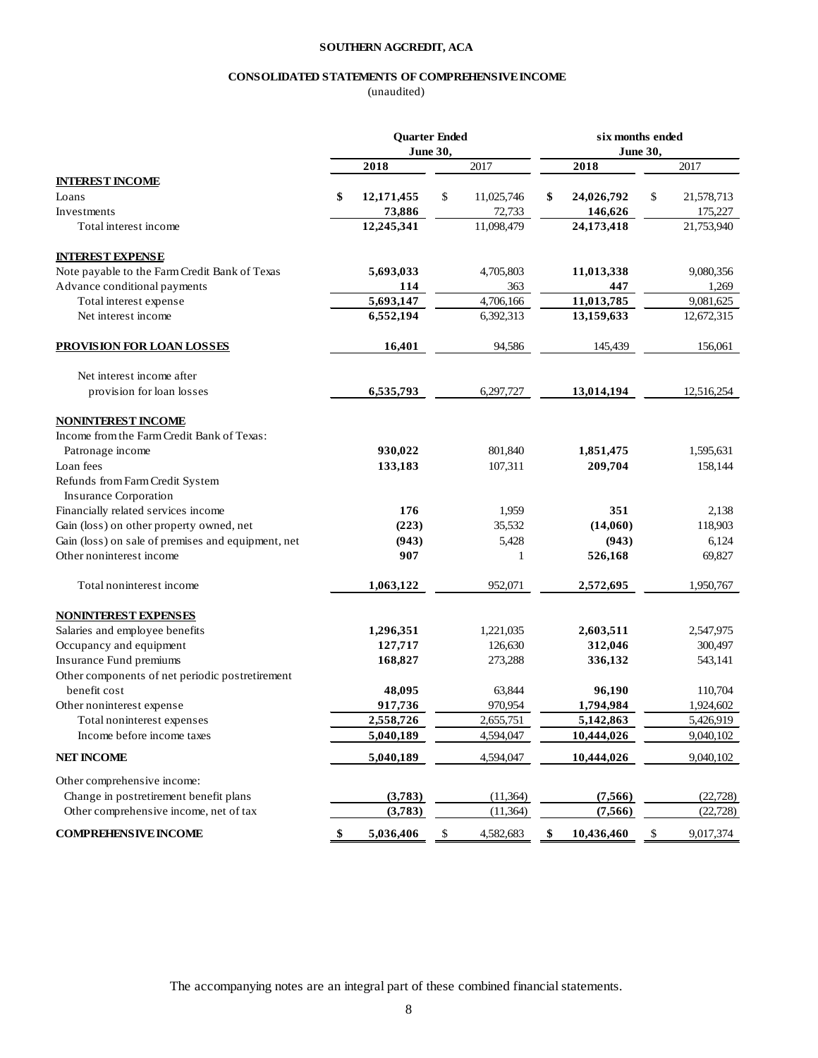**SOUTHERN AGCREDIT, ACA**

**CONSOLIDATED STATEMENTS OF COMPREHENSIVE INCOME**

(unaudited)

| | Quarter Ended June 30, | | six months ended June 30, | |
|---|---|---|---|---|
| | **2018** | 2017 | **2018** | 2017 |
| **INTEREST INCOME** | | | | |
| Loans | **$ 12,171,455** | $ 11,025,746 | **$ 24,026,792** | $ 21,578,713 |
| Investments | **73,886** | 72,733 | **146,626** | 175,227 |
| Total interest income | **12,245,341** | 11,098,479 | **24,173,418** | 21,753,940 |
| **INTEREST EXPENSE** | | | | |
| Note payable to the Farm Credit Bank of Texas | **5,693,033** | 4,705,803 | **11,013,338** | 9,080,356 |
| Advance conditional payments | **114** | 363 | **447** | 1,269 |
| Total interest expense | **5,693,147** | 4,706,166 | **11,013,785** | 9,081,625 |
| Net interest income | **6,552,194** | 6,392,313 | **13,159,633** | 12,672,315 |
| **PROVISION FOR LOAN LOSSES** | **16,401** | 94,586 | 145,439 | 156,061 |
| Net interest income after provision for loan losses | **6,535,793** | 6,297,727 | **13,014,194** | 12,516,254 |
| **NONINTEREST INCOME** | | | | |
| Income from the Farm Credit Bank of Texas: | | | | |
| Patronage income | **930,022** | 801,840 | **1,851,475** | 1,595,631 |
| Loan fees | **133,183** | 107,311 | **209,704** | 158,144 |
| Refunds from Farm Credit System Insurance Corporation | | | | |
| Financially related services income | **176** | 1,959 | **351** | 2,138 |
| Gain (loss) on other property owned, net | **(223)** | 35,532 | **(14,060)** | 118,903 |
| Gain (loss) on sale of premises and equipment, net | **(943)** | 5,428 | **(943)** | 6,124 |
| Other noninterest income | **907** | 1 | **526,168** | 69,827 |
| Total noninterest income | **1,063,122** | 952,071 | **2,572,695** | 1,950,767 |
| **NONINTEREST EXPENSES** | | | | |
| Salaries and employee benefits | **1,296,351** | 1,221,035 | **2,603,511** | 2,547,975 |
| Occupancy and equipment | **127,717** | 126,630 | **312,046** | 300,497 |
| Insurance Fund premiums | **168,827** | 273,288 | **336,132** | 543,141 |
| Other components of net periodic postretirement benefit cost | **48,095** | 63,844 | **96,190** | 110,704 |
| Other noninterest expense | **917,736** | 970,954 | **1,794,984** | 1,924,602 |
| Total noninterest expenses | **2,558,726** | 2,655,751 | **5,142,863** | 5,426,919 |
| Income before income taxes | **5,040,189** | 4,594,047 | **10,444,026** | 9,040,102 |
| **NET INCOME** | **5,040,189** | 4,594,047 | **10,444,026** | 9,040,102 |
| Other comprehensive income: | | | | |
| Change in postretirement benefit plans | **(3,783)** | (11,364) | **(7,566)** | (22,728) |
| Other comprehensive income, net of tax | **(3,783)** | (11,364) | **(7,566)** | (22,728) |
| **COMPREHENSIVE INCOME** | **$ 5,036,406** | $ 4,582,683 | **$ 10,436,460** | $ 9,017,374 |

The accompanying notes are an integral part of these combined financial statements.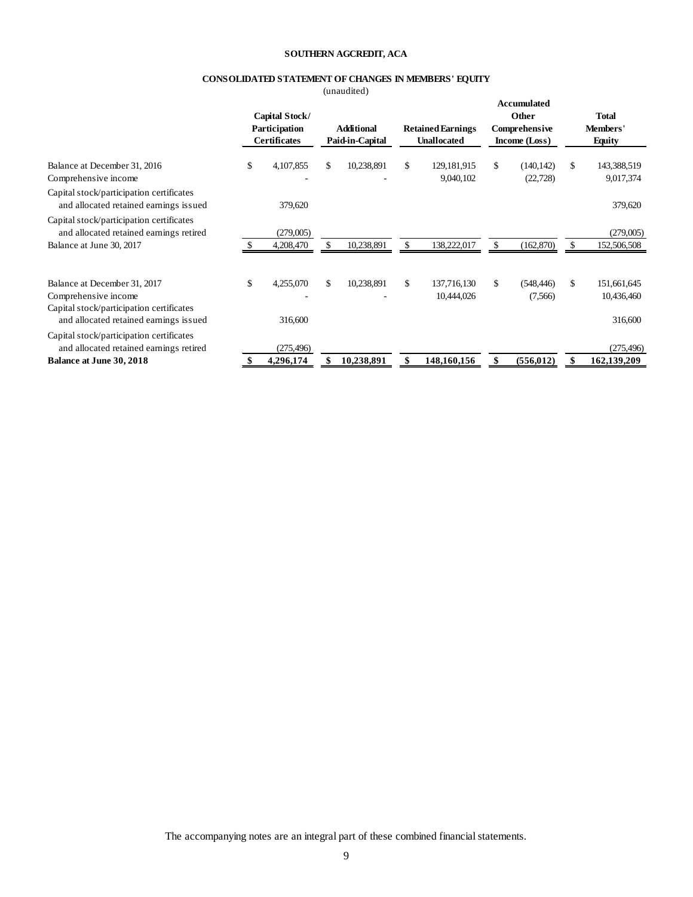# SOUTHERN AGCREDIT, ACA

## CONSOLIDATED STATEMENT OF CHANGES IN MEMBERS' EQUITY

(unaudited)

| | Capital Stock/ Participation Certificates | Additional Paid-in-Capital | Retained Earnings Unallocated | Accumulated Other Comprehensive Income (Loss) | Total Members' Equity |
|---|---|---|---|---|---|
| Balance at December 31, 2016 | $ 4,107,855 | $ 10,238,891 | $ 129,181,915 | $ (140,142) | $ 143,388,519 |
| Comprehensive income | - | - | 9,040,102 | (22,728) | 9,017,374 |
| Capital stock/participation certificates and allocated retained earnings issued | 379,620 | | | | 379,620 |
| Capital stock/participation certificates and allocated retained earnings retired | (279,005) | | | | (279,005) |
| Balance at June 30, 2017 | $ 4,208,470 | $ 10,238,891 | $ 138,222,017 | $ (162,870) | $ 152,506,508 |
| | | | | | |
| Balance at December 31, 2017 | $ 4,255,070 | $ 10,238,891 | $ 137,716,130 | $ (548,446) | $ 151,661,645 |
| Comprehensive income | - | - | 10,444,026 | (7,566) | 10,436,460 |
| Capital stock/participation certificates and allocated retained earnings issued | 316,600 | | | | 316,600 |
| Capital stock/participation certificates and allocated retained earnings retired | (275,496) | | | | (275,496) |
| **Balance at June 30, 2018** | **$ 4,296,174** | **$ 10,238,891** | **$ 148,160,156** | **$ (556,012)** | **$ 162,139,209** |

The accompanying notes are an integral part of these combined financial statements.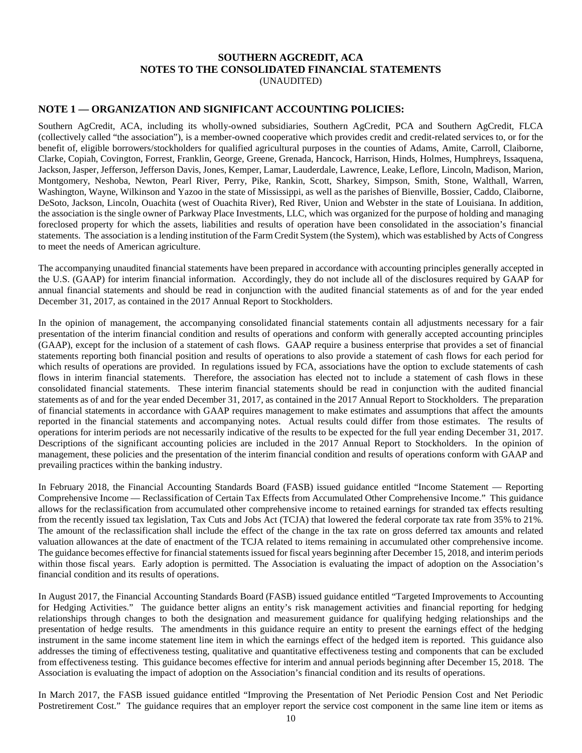# SOUTHERN AGCREDIT, ACA
## NOTES TO THE CONSOLIDATED FINANCIAL STATEMENTS
(UNAUDITED)

## NOTE 1 — ORGANIZATION AND SIGNIFICANT ACCOUNTING POLICIES:

Southern AgCredit, ACA, including its wholly-owned subsidiaries, Southern AgCredit, PCA and Southern AgCredit, FLCA (collectively called "the association"), is a member-owned cooperative which provides credit and credit-related services to, or for the benefit of, eligible borrowers/stockholders for qualified agricultural purposes in the counties of Adams, Amite, Carroll, Claiborne, Clarke, Copiah, Covington, Forrest, Franklin, George, Greene, Grenada, Hancock, Harrison, Hinds, Holmes, Humphreys, Issaquena, Jackson, Jasper, Jefferson, Jefferson Davis, Jones, Kemper, Lamar, Lauderdale, Lawrence, Leake, Leflore, Lincoln, Madison, Marion, Montgomery, Neshoba, Newton, Pearl River, Perry, Pike, Rankin, Scott, Sharkey, Simpson, Smith, Stone, Walthall, Warren, Washington, Wayne, Wilkinson and Yazoo in the state of Mississippi, as well as the parishes of Bienville, Bossier, Caddo, Claiborne, DeSoto, Jackson, Lincoln, Ouachita (west of Ouachita River), Red River, Union and Webster in the state of Louisiana. In addition, the association is the single owner of Parkway Place Investments, LLC, which was organized for the purpose of holding and managing foreclosed property for which the assets, liabilities and results of operation have been consolidated in the association's financial statements. The association is a lending institution of the Farm Credit System (the System), which was established by Acts of Congress to meet the needs of American agriculture.

The accompanying unaudited financial statements have been prepared in accordance with accounting principles generally accepted in the U.S. (GAAP) for interim financial information. Accordingly, they do not include all of the disclosures required by GAAP for annual financial statements and should be read in conjunction with the audited financial statements as of and for the year ended December 31, 2017, as contained in the 2017 Annual Report to Stockholders.

In the opinion of management, the accompanying consolidated financial statements contain all adjustments necessary for a fair presentation of the interim financial condition and results of operations and conform with generally accepted accounting principles (GAAP), except for the inclusion of a statement of cash flows. GAAP require a business enterprise that provides a set of financial statements reporting both financial position and results of operations to also provide a statement of cash flows for each period for which results of operations are provided. In regulations issued by FCA, associations have the option to exclude statements of cash flows in interim financial statements. Therefore, the association has elected not to include a statement of cash flows in these consolidated financial statements. These interim financial statements should be read in conjunction with the audited financial statements as of and for the year ended December 31, 2017, as contained in the 2017 Annual Report to Stockholders. The preparation of financial statements in accordance with GAAP requires management to make estimates and assumptions that affect the amounts reported in the financial statements and accompanying notes. Actual results could differ from those estimates. The results of operations for interim periods are not necessarily indicative of the results to be expected for the full year ending December 31, 2017. Descriptions of the significant accounting policies are included in the 2017 Annual Report to Stockholders. In the opinion of management, these policies and the presentation of the interim financial condition and results of operations conform with GAAP and prevailing practices within the banking industry.

In February 2018, the Financial Accounting Standards Board (FASB) issued guidance entitled "Income Statement — Reporting Comprehensive Income — Reclassification of Certain Tax Effects from Accumulated Other Comprehensive Income." This guidance allows for the reclassification from accumulated other comprehensive income to retained earnings for stranded tax effects resulting from the recently issued tax legislation, Tax Cuts and Jobs Act (TCJA) that lowered the federal corporate tax rate from 35% to 21%. The amount of the reclassification shall include the effect of the change in the tax rate on gross deferred tax amounts and related valuation allowances at the date of enactment of the TCJA related to items remaining in accumulated other comprehensive income. The guidance becomes effective for financial statements issued for fiscal years beginning after December 15, 2018, and interim periods within those fiscal years. Early adoption is permitted. The Association is evaluating the impact of adoption on the Association's financial condition and its results of operations.

In August 2017, the Financial Accounting Standards Board (FASB) issued guidance entitled "Targeted Improvements to Accounting for Hedging Activities." The guidance better aligns an entity's risk management activities and financial reporting for hedging relationships through changes to both the designation and measurement guidance for qualifying hedging relationships and the presentation of hedge results. The amendments in this guidance require an entity to present the earnings effect of the hedging instrument in the same income statement line item in which the earnings effect of the hedged item is reported. This guidance also addresses the timing of effectiveness testing, qualitative and quantitative effectiveness testing and components that can be excluded from effectiveness testing. This guidance becomes effective for interim and annual periods beginning after December 15, 2018. The Association is evaluating the impact of adoption on the Association's financial condition and its results of operations.

In March 2017, the FASB issued guidance entitled "Improving the Presentation of Net Periodic Pension Cost and Net Periodic Postretirement Cost." The guidance requires that an employer report the service cost component in the same line item or items as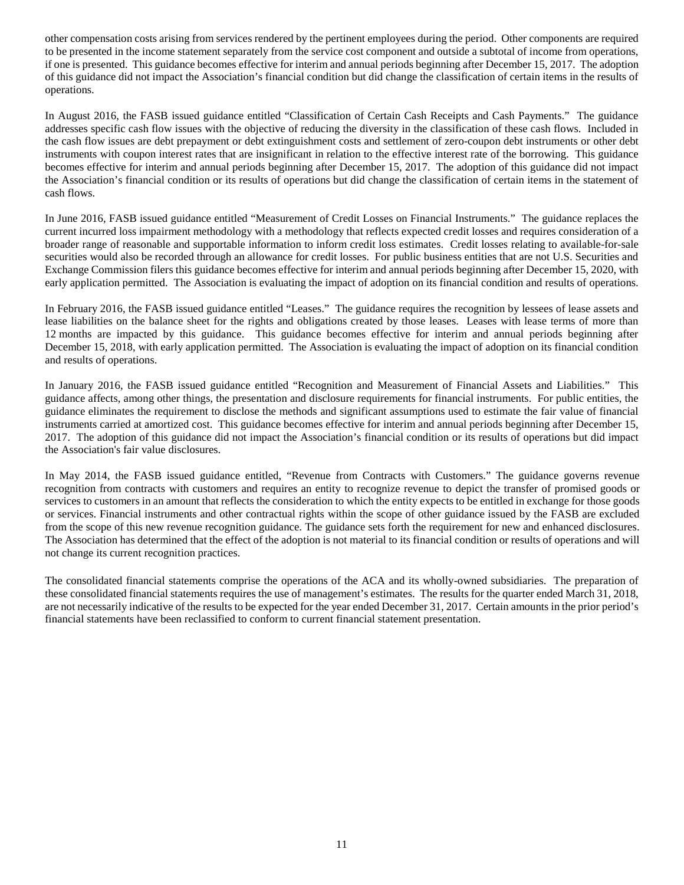other compensation costs arising from services rendered by the pertinent employees during the period. Other components are required to be presented in the income statement separately from the service cost component and outside a subtotal of income from operations, if one is presented. This guidance becomes effective for interim and annual periods beginning after December 15, 2017. The adoption of this guidance did not impact the Association's financial condition but did change the classification of certain items in the results of operations.

In August 2016, the FASB issued guidance entitled "Classification of Certain Cash Receipts and Cash Payments." The guidance addresses specific cash flow issues with the objective of reducing the diversity in the classification of these cash flows. Included in the cash flow issues are debt prepayment or debt extinguishment costs and settlement of zero-coupon debt instruments or other debt instruments with coupon interest rates that are insignificant in relation to the effective interest rate of the borrowing. This guidance becomes effective for interim and annual periods beginning after December 15, 2017. The adoption of this guidance did not impact the Association's financial condition or its results of operations but did change the classification of certain items in the statement of cash flows.

In June 2016, FASB issued guidance entitled "Measurement of Credit Losses on Financial Instruments." The guidance replaces the current incurred loss impairment methodology with a methodology that reflects expected credit losses and requires consideration of a broader range of reasonable and supportable information to inform credit loss estimates. Credit losses relating to available-for-sale securities would also be recorded through an allowance for credit losses. For public business entities that are not U.S. Securities and Exchange Commission filers this guidance becomes effective for interim and annual periods beginning after December 15, 2020, with early application permitted. The Association is evaluating the impact of adoption on its financial condition and results of operations.

In February 2016, the FASB issued guidance entitled "Leases." The guidance requires the recognition by lessees of lease assets and lease liabilities on the balance sheet for the rights and obligations created by those leases. Leases with lease terms of more than 12 months are impacted by this guidance. This guidance becomes effective for interim and annual periods beginning after December 15, 2018, with early application permitted. The Association is evaluating the impact of adoption on its financial condition and results of operations.

In January 2016, the FASB issued guidance entitled "Recognition and Measurement of Financial Assets and Liabilities." This guidance affects, among other things, the presentation and disclosure requirements for financial instruments. For public entities, the guidance eliminates the requirement to disclose the methods and significant assumptions used to estimate the fair value of financial instruments carried at amortized cost. This guidance becomes effective for interim and annual periods beginning after December 15, 2017. The adoption of this guidance did not impact the Association's financial condition or its results of operations but did impact the Association's fair value disclosures.

In May 2014, the FASB issued guidance entitled, "Revenue from Contracts with Customers." The guidance governs revenue recognition from contracts with customers and requires an entity to recognize revenue to depict the transfer of promised goods or services to customers in an amount that reflects the consideration to which the entity expects to be entitled in exchange for those goods or services. Financial instruments and other contractual rights within the scope of other guidance issued by the FASB are excluded from the scope of this new revenue recognition guidance. The guidance sets forth the requirement for new and enhanced disclosures. The Association has determined that the effect of the adoption is not material to its financial condition or results of operations and will not change its current recognition practices.

The consolidated financial statements comprise the operations of the ACA and its wholly-owned subsidiaries. The preparation of these consolidated financial statements requires the use of management's estimates. The results for the quarter ended March 31, 2018, are not necessarily indicative of the results to be expected for the year ended December 31, 2017. Certain amounts in the prior period's financial statements have been reclassified to conform to current financial statement presentation.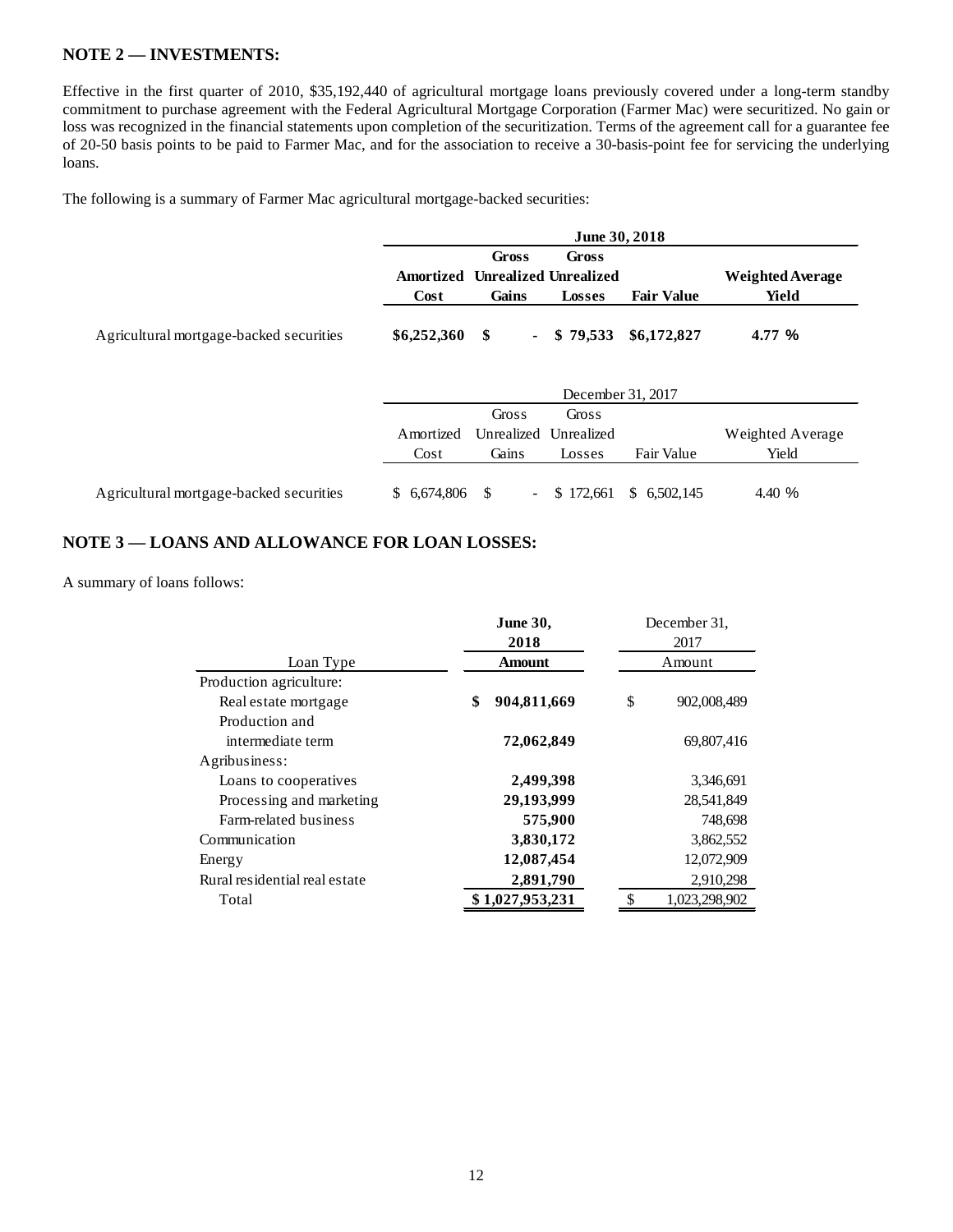## NOTE 2 — INVESTMENTS:

Effective in the first quarter of 2010, $35,192,440 of agricultural mortgage loans previously covered under a long-term standby commitment to purchase agreement with the Federal Agricultural Mortgage Corporation (Farmer Mac) were securitized. No gain or loss was recognized in the financial statements upon completion of the securitization. Terms of the agreement call for a guarantee fee of 20-50 basis points to be paid to Farmer Mac, and for the association to receive a 30-basis-point fee for servicing the underlying loans.

The following is a summary of Farmer Mac agricultural mortgage-backed securities:

| | June 30, 2018 | | | | |
|---|---|---|---|---|---|
| | **Amortized Cost** | **Gross Unrealized Gains** | **Gross Unrealized Losses** | **Fair Value** | **Weighted Average Yield** |
| Agricultural mortgage-backed securities | **$6,252,360** | **$ -** | **$ 79,533** | **$6,172,827** | **4.77 %** |

| | December 31, 2017 | | | | |
|---|---|---|---|---|---|
| | Amortized Cost | Gross Unrealized Gains | Gross Unrealized Losses | Fair Value | Weighted Average Yield |
| Agricultural mortgage-backed securities | $ 6,674,806 | $ - | $ 172,661 | $ 6,502,145 | 4.40 % |

## NOTE 3 — LOANS AND ALLOWANCE FOR LOAN LOSSES:

A summary of loans follows:

| Loan Type | **June 30, 2018 Amount** | December 31, 2017 Amount |
|---|---|---|
| Production agriculture: | | |
| Real estate mortgage | **$ 904,811,669** | $ 902,008,489 |
| Production and intermediate term | **72,062,849** | 69,807,416 |
| Agribusiness: | | |
| Loans to cooperatives | **2,499,398** | 3,346,691 |
| Processing and marketing | **29,193,999** | 28,541,849 |
| Farm-related business | **575,900** | 748,698 |
| Communication | **3,830,172** | 3,862,552 |
| Energy | **12,087,454** | 12,072,909 |
| Rural residential real estate | **2,891,790** | 2,910,298 |
| Total | **$ 1,027,953,231** | $ 1,023,298,902 |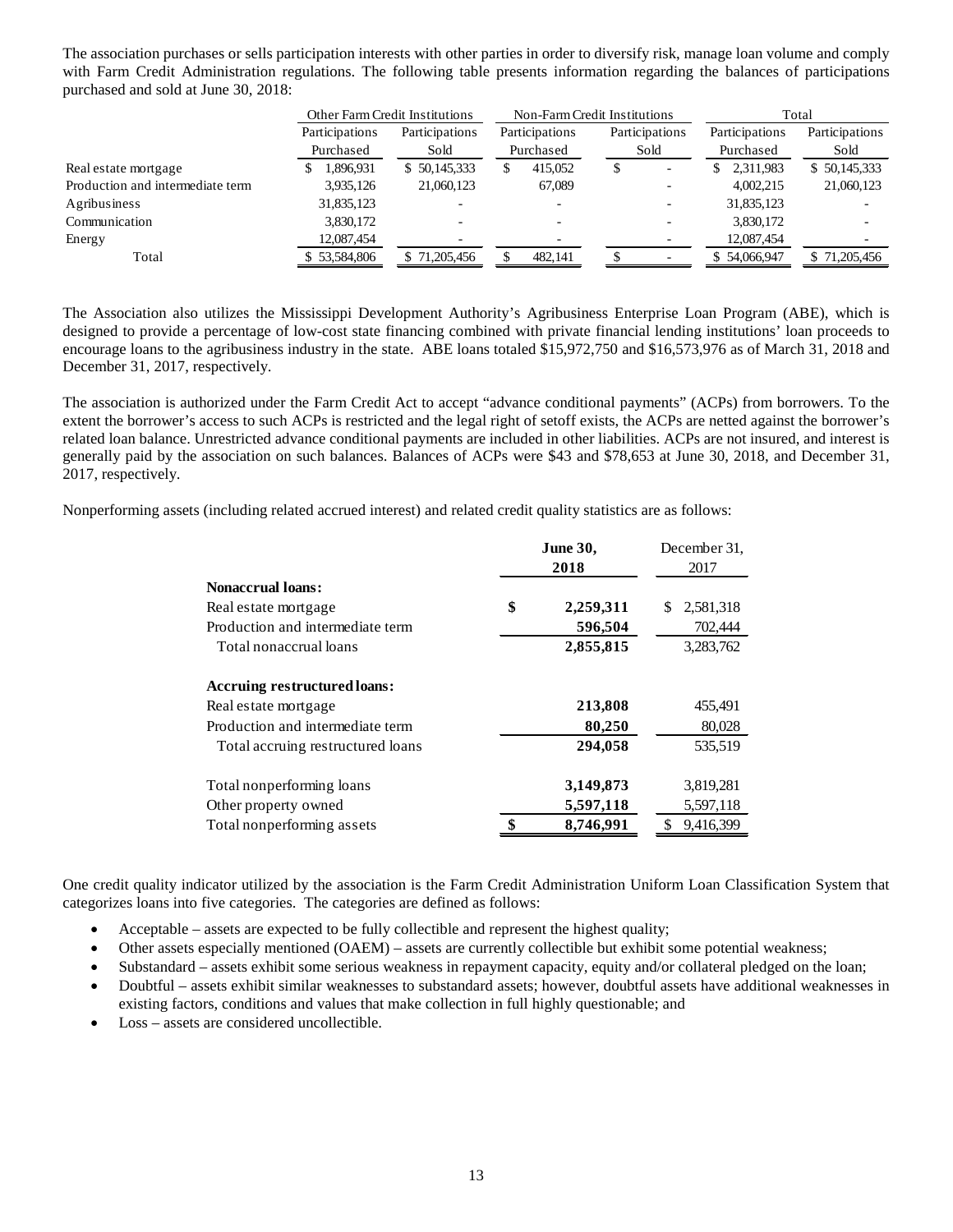The association purchases or sells participation interests with other parties in order to diversify risk, manage loan volume and comply with Farm Credit Administration regulations. The following table presents information regarding the balances of participations purchased and sold at June 30, 2018:

| | Other Farm Credit Institutions | | Non-Farm Credit Institutions | | Total | |
|---|---|---|---|---|---|---|
| | Participations Purchased | Participations Sold | Participations Purchased | Participations Sold | Participations Purchased | Participations Sold |
| Real estate mortgage | $ 1,896,931 | $ 50,145,333 | $ 415,052 | $ - | $ 2,311,983 | $ 50,145,333 |
| Production and intermediate term | 3,935,126 | 21,060,123 | 67,089 | - | 4,002,215 | 21,060,123 |
| Agribusiness | 31,835,123 | - | - | - | 31,835,123 | - |
| Communication | 3,830,172 | - | - | - | 3,830,172 | - |
| Energy | 12,087,454 | - | - | - | 12,087,454 | - |
| Total | $ 53,584,806 | $ 71,205,456 | $ 482,141 | $ - | $ 54,066,947 | $ 71,205,456 |

The Association also utilizes the Mississippi Development Authority's Agribusiness Enterprise Loan Program (ABE), which is designed to provide a percentage of low-cost state financing combined with private financial lending institutions' loan proceeds to encourage loans to the agribusiness industry in the state. ABE loans totaled $15,972,750 and $16,573,976 as of March 31, 2018 and December 31, 2017, respectively.

The association is authorized under the Farm Credit Act to accept "advance conditional payments" (ACPs) from borrowers. To the extent the borrower's access to such ACPs is restricted and the legal right of setoff exists, the ACPs are netted against the borrower's related loan balance. Unrestricted advance conditional payments are included in other liabilities. ACPs are not insured, and interest is generally paid by the association on such balances. Balances of ACPs were $43 and $78,653 at June 30, 2018, and December 31, 2017, respectively.

Nonperforming assets (including related accrued interest) and related credit quality statistics are as follows:

| | **June 30, 2018** | December 31, 2017 |
|---|---|---|
| **Nonaccrual loans:** | | |
| Real estate mortgage | **$ 2,259,311** | $ 2,581,318 |
| Production and intermediate term | **596,504** | 702,444 |
| Total nonaccrual loans | **2,855,815** | 3,283,762 |
| **Accruing restructured loans:** | | |
| Real estate mortgage | **213,808** | 455,491 |
| Production and intermediate term | **80,250** | 80,028 |
| Total accruing restructured loans | **294,058** | 535,519 |
| Total nonperforming loans | **3,149,873** | 3,819,281 |
| Other property owned | **5,597,118** | 5,597,118 |
| Total nonperforming assets | **$ 8,746,991** | $ 9,416,399 |

One credit quality indicator utilized by the association is the Farm Credit Administration Uniform Loan Classification System that categorizes loans into five categories. The categories are defined as follows:

- Acceptable – assets are expected to be fully collectible and represent the highest quality;
- Other assets especially mentioned (OAEM) – assets are currently collectible but exhibit some potential weakness;
- Substandard – assets exhibit some serious weakness in repayment capacity, equity and/or collateral pledged on the loan;
- Doubtful – assets exhibit similar weaknesses to substandard assets; however, doubtful assets have additional weaknesses in existing factors, conditions and values that make collection in full highly questionable; and
- Loss – assets are considered uncollectible.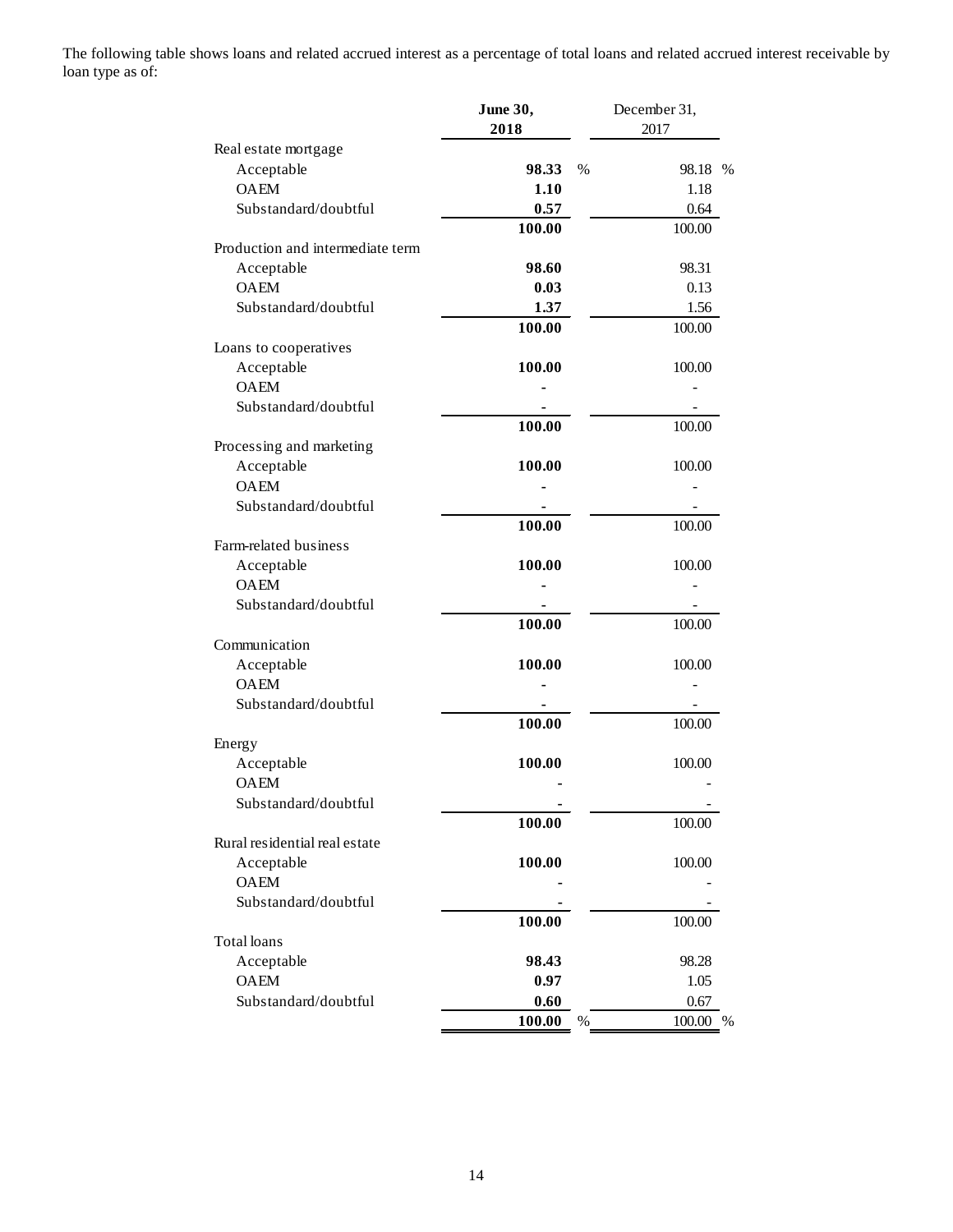The following table shows loans and related accrued interest as a percentage of total loans and related accrued interest receivable by loan type as of:

| | **June 30, 2018** | December 31, 2017 |
|---|---|---|
| Real estate mortgage | | |
| Acceptable | **98.33** % | 98.18 % |
| OAEM | **1.10** | 1.18 |
| Substandard/doubtful | **0.57** | 0.64 |
| | **100.00** | 100.00 |
| Production and intermediate term | | |
| Acceptable | **98.60** | 98.31 |
| OAEM | **0.03** | 0.13 |
| Substandard/doubtful | **1.37** | 1.56 |
| | **100.00** | 100.00 |
| Loans to cooperatives | | |
| Acceptable | **100.00** | 100.00 |
| OAEM | **-** | - |
| Substandard/doubtful | **-** | - |
| | **100.00** | 100.00 |
| Processing and marketing | | |
| Acceptable | **100.00** | 100.00 |
| OAEM | **-** | - |
| Substandard/doubtful | **-** | - |
| | **100.00** | 100.00 |
| Farm-related business | | |
| Acceptable | **100.00** | 100.00 |
| OAEM | **-** | - |
| Substandard/doubtful | **-** | - |
| | **100.00** | 100.00 |
| Communication | | |
| Acceptable | **100.00** | 100.00 |
| OAEM | **-** | - |
| Substandard/doubtful | **-** | - |
| | **100.00** | 100.00 |
| Energy | | |
| Acceptable | **100.00** | 100.00 |
| OAEM | **-** | - |
| Substandard/doubtful | **-** | - |
| | **100.00** | 100.00 |
| Rural residential real estate | | |
| Acceptable | **100.00** | 100.00 |
| OAEM | **-** | - |
| Substandard/doubtful | **-** | - |
| | **100.00** | 100.00 |
| Total loans | | |
| Acceptable | **98.43** | 98.28 |
| OAEM | **0.97** | 1.05 |
| Substandard/doubtful | **0.60** | 0.67 |
| | **100.00** % | 100.00 % |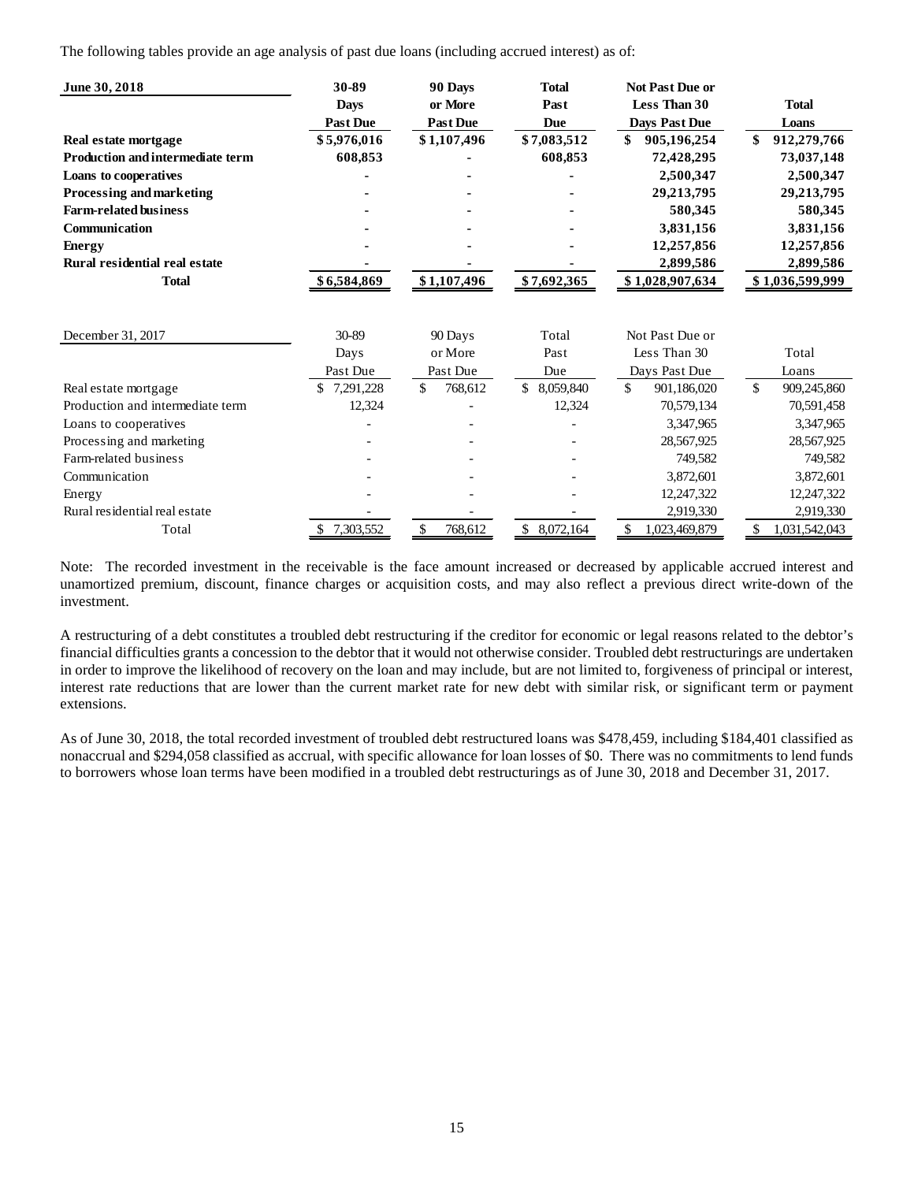The following tables provide an age analysis of past due loans (including accrued interest) as of:

| **June 30, 2018** | **30-89 Days Past Due** | **90 Days or More Past Due** | **Total Past Due** | **Not Past Due or Less Than 30 Days Past Due** | **Total Loans** |
|---|---|---|---|---|---|
| **Real estate mortgage** | **$5,976,016** | **$1,107,496** | **$7,083,512** | **$ 905,196,254** | **$ 912,279,766** |
| **Production and intermediate term** | **608,853** | **-** | **608,853** | **72,428,295** | **73,037,148** |
| **Loans to cooperatives** | **-** | **-** | **-** | **2,500,347** | **2,500,347** |
| **Processing and marketing** | **-** | **-** | **-** | **29,213,795** | **29,213,795** |
| **Farm-related business** | **-** | **-** | **-** | **580,345** | **580,345** |
| **Communication** | **-** | **-** | **-** | **3,831,156** | **3,831,156** |
| **Energy** | **-** | **-** | **-** | **12,257,856** | **12,257,856** |
| **Rural residential real estate** | **-** | **-** | **-** | **2,899,586** | **2,899,586** |
| **Total** | **$6,584,869** | **$1,107,496** | **$7,692,365** | **$1,028,907,634** | **$1,036,599,999** |

| December 31, 2017 | 30-89 Days Past Due | 90 Days or More Past Due | Total Past Due | Not Past Due or Less Than 30 Days Past Due | Total Loans |
|---|---|---|---|---|---|
| Real estate mortgage | $ 7,291,228 | $ 768,612 | $ 8,059,840 | $ 901,186,020 | $ 909,245,860 |
| Production and intermediate term | 12,324 | - | 12,324 | 70,579,134 | 70,591,458 |
| Loans to cooperatives | - | - | - | 3,347,965 | 3,347,965 |
| Processing and marketing | - | - | - | 28,567,925 | 28,567,925 |
| Farm-related business | - | - | - | 749,582 | 749,582 |
| Communication | - | - | - | 3,872,601 | 3,872,601 |
| Energy | - | - | - | 12,247,322 | 12,247,322 |
| Rural residential real estate | - | - | - | 2,919,330 | 2,919,330 |
| Total | $ 7,303,552 | $ 768,612 | $ 8,072,164 | $ 1,023,469,879 | $ 1,031,542,043 |

Note: The recorded investment in the receivable is the face amount increased or decreased by applicable accrued interest and unamortized premium, discount, finance charges or acquisition costs, and may also reflect a previous direct write-down of the investment.

A restructuring of a debt constitutes a troubled debt restructuring if the creditor for economic or legal reasons related to the debtor's financial difficulties grants a concession to the debtor that it would not otherwise consider. Troubled debt restructurings are undertaken in order to improve the likelihood of recovery on the loan and may include, but are not limited to, forgiveness of principal or interest, interest rate reductions that are lower than the current market rate for new debt with similar risk, or significant term or payment extensions.

As of June 30, 2018, the total recorded investment of troubled debt restructured loans was $478,459, including $184,401 classified as nonaccrual and $294,058 classified as accrual, with specific allowance for loan losses of $0. There was no commitments to lend funds to borrowers whose loan terms have been modified in a troubled debt restructurings as of June 30, 2018 and December 31, 2017.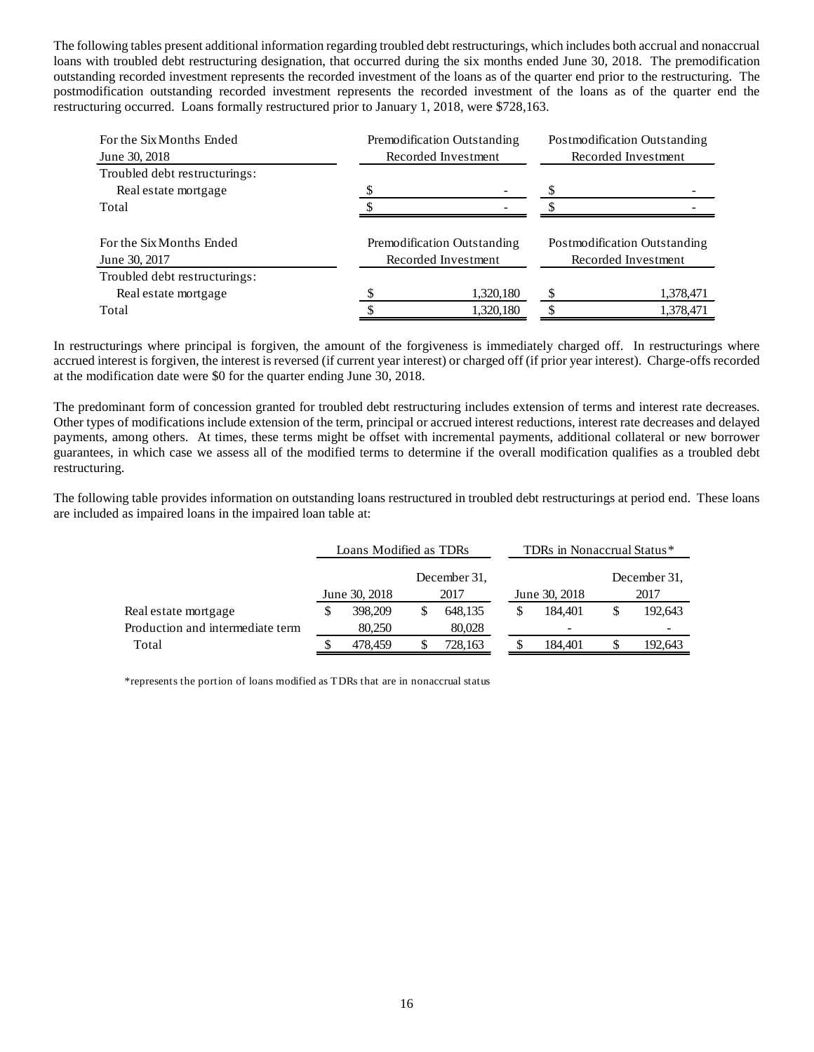The following tables present additional information regarding troubled debt restructurings, which includes both accrual and nonaccrual loans with troubled debt restructuring designation, that occurred during the six months ended June 30, 2018. The premodification outstanding recorded investment represents the recorded investment of the loans as of the quarter end prior to the restructuring. The postmodification outstanding recorded investment represents the recorded investment of the loans as of the quarter end the restructuring occurred. Loans formally restructured prior to January 1, 2018, were $728,163.

| For the Six Months Ended June 30, 2018 | Premodification Outstanding Recorded Investment | Postmodification Outstanding Recorded Investment |
|---|---|---|
| Troubled debt restructurings: | | |
| Real estate mortgage | $ - | $ - |
| Total | $ - | $ - |

| For the Six Months Ended June 30, 2017 | Premodification Outstanding Recorded Investment | Postmodification Outstanding Recorded Investment |
|---|---|---|
| Troubled debt restructurings: | | |
| Real estate mortgage | $ 1,320,180 | $ 1,378,471 |
| Total | $ 1,320,180 | $ 1,378,471 |

In restructurings where principal is forgiven, the amount of the forgiveness is immediately charged off. In restructurings where accrued interest is forgiven, the interest is reversed (if current year interest) or charged off (if prior year interest). Charge-offs recorded at the modification date were $0 for the quarter ending June 30, 2018.

The predominant form of concession granted for troubled debt restructuring includes extension of terms and interest rate decreases. Other types of modifications include extension of the term, principal or accrued interest reductions, interest rate decreases and delayed payments, among others. At times, these terms might be offset with incremental payments, additional collateral or new borrower guarantees, in which case we assess all of the modified terms to determine if the overall modification qualifies as a troubled debt restructuring.

The following table provides information on outstanding loans restructured in troubled debt restructurings at period end. These loans are included as impaired loans in the impaired loan table at:

| | Loans Modified as TDRs | | TDRs in Nonaccrual Status* | |
|---|---|---|---|---|
| | June 30, 2018 | December 31, 2017 | June 30, 2018 | December 31, 2017 |
| Real estate mortgage | $ 398,209 | $ 648,135 | $ 184,401 | $ 192,643 |
| Production and intermediate term | 80,250 | 80,028 | - | - |
| Total | $ 478,459 | $ 728,163 | $ 184,401 | $ 192,643 |

*represents the portion of loans modified as TDRs that are in nonaccrual status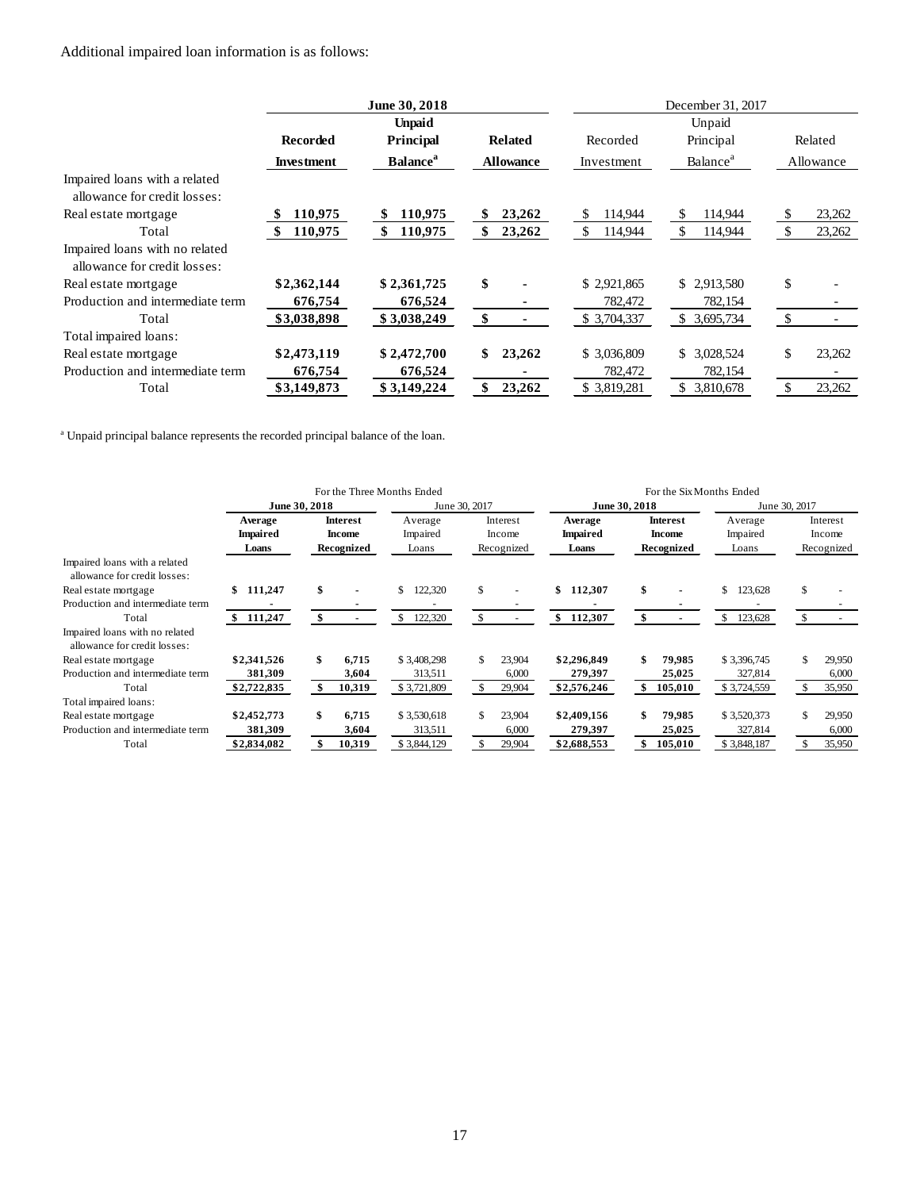Additional impaired loan information is as follows:

| | June 30, 2018 | | | December 31, 2017 | | |
|---|---|---|---|---|---|---|
| | **Recorded Investment** | **Unpaid Principal Balance[a]** | **Related Allowance** | Recorded Investment | Unpaid Principal Balance[a] | Related Allowance |
| Impaired loans with a related allowance for credit losses: | | | | | | |
| Real estate mortgage | $ 110,975 | $ 110,975 | $ 23,262 | $ 114,944 | $ 114,944 | $ 23,262 |
| Total | $ 110,975 | $ 110,975 | $ 23,262 | $ 114,944 | $ 114,944 | $ 23,262 |
| Impaired loans with no related allowance for credit losses: | | | | | | |
| Real estate mortgage | $2,362,144 | $ 2,361,725 | $ - | $ 2,921,865 | $ 2,913,580 | $ - |
| Production and intermediate term | 676,754 | 676,524 | - | 782,472 | 782,154 | - |
| Total | $3,038,898 | $ 3,038,249 | $ - | $ 3,704,337 | $ 3,695,734 | $ - |
| Total impaired loans: | | | | | | |
| Real estate mortgage | $2,473,119 | $ 2,472,700 | $ 23,262 | $ 3,036,809 | $ 3,028,524 | $ 23,262 |
| Production and intermediate term | 676,754 | 676,524 | - | 782,472 | 782,154 | - |
| Total | $3,149,873 | $ 3,149,224 | $ 23,262 | $ 3,819,281 | $ 3,810,678 | $ 23,262 |

[a] Unpaid principal balance represents the recorded principal balance of the loan.

| | For the Three Months Ended | | | | For the Six Months Ended | | | |
|---|---|---|---|---|---|---|---|---|
| | June 30, 2018 | | June 30, 2017 | | June 30, 2018 | | June 30, 2017 | |
| | **Average Impaired Loans** | **Interest Income Recognized** | Average Impaired Loans | Interest Income Recognized | **Average Impaired Loans** | **Interest Income Recognized** | Average Impaired Loans | Interest Income Recognized |
| Impaired loans with a related allowance for credit losses: | | | | | | | | |
| Real estate mortgage | $ 111,247 | $ - | $ 122,320 | $ - | $ 112,307 | $ - | $ 123,628 | $ - |
| Production and intermediate term | - | - | - | - | - | - | - | - |
| Total | $ 111,247 | $ - | $ 122,320 | $ - | $ 112,307 | $ - | $ 123,628 | $ - |
| Impaired loans with no related allowance for credit losses: | | | | | | | | |
| Real estate mortgage | $2,341,526 | $ 6,715 | $ 3,408,298 | $ 23,904 | $2,296,849 | $ 79,985 | $ 3,396,745 | $ 29,950 |
| Production and intermediate term | 381,309 | 3,604 | 313,511 | 6,000 | 279,397 | 25,025 | 327,814 | 6,000 |
| Total | $2,722,835 | $ 10,319 | $ 3,721,809 | $ 29,904 | $2,576,246 | $ 105,010 | $ 3,724,559 | $ 35,950 |
| Total impaired loans: | | | | | | | | |
| Real estate mortgage | $2,452,773 | $ 6,715 | $ 3,530,618 | $ 23,904 | $2,409,156 | $ 79,985 | $ 3,520,373 | $ 29,950 |
| Production and intermediate term | 381,309 | 3,604 | 313,511 | 6,000 | 279,397 | 25,025 | 327,814 | 6,000 |
| Total | $2,834,082 | $ 10,319 | $ 3,844,129 | $ 29,904 | $2,688,553 | $ 105,010 | $ 3,848,187 | $ 35,950 |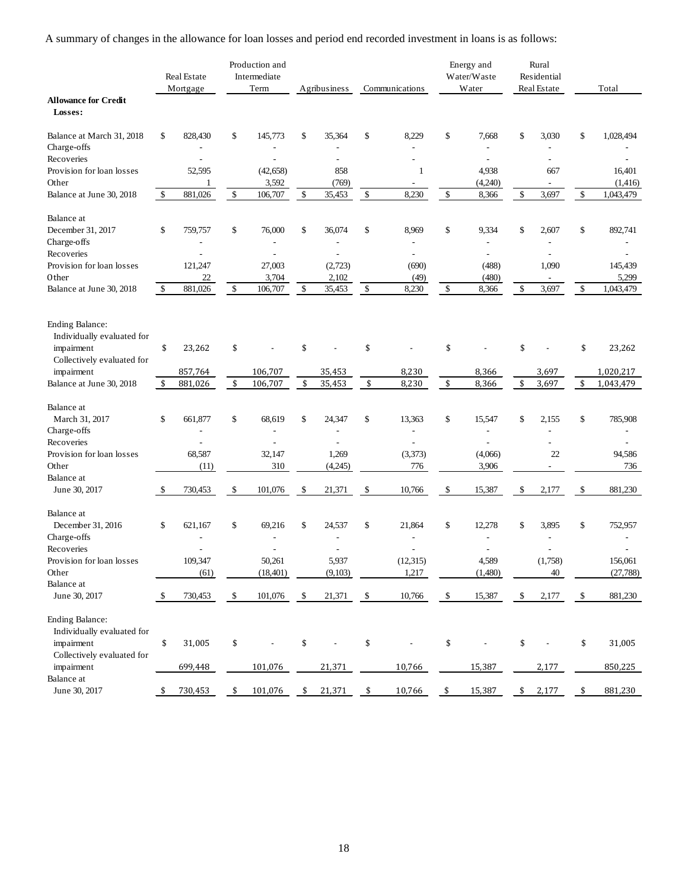A summary of changes in the allowance for loan losses and period end recorded investment in loans is as follows:

| | Real Estate Mortgage | Production and Intermediate Term | Agribusiness | Communications | Energy and Water/Waste Water | Rural Residential Real Estate | Total |
|---|---|---|---|---|---|---|---|
| **Allowance for Credit Losses:** | | | | | | | |
| Balance at March 31, 2018 | $ 828,430 | $ 145,773 | $ 35,364 | $ 8,229 | $ 7,668 | $ 3,030 | $ 1,028,494 |
| Charge-offs | - | - | - | - | - | - | - |
| Recoveries | - | - | - | - | - | - | - |
| Provision for loan losses | 52,595 | (42,658) | 858 | 1 | 4,938 | 667 | 16,401 |
| Other | 1 | 3,592 | (769) | - | (4,240) | - | (1,416) |
| Balance at June 30, 2018 | $ 881,026 | $ 106,707 | $ 35,453 | $ 8,230 | $ 8,366 | $ 3,697 | $ 1,043,479 |
| | | | | | | | |
| Balance at December 31, 2017 | $ 759,757 | $ 76,000 | $ 36,074 | $ 8,969 | $ 9,334 | $ 2,607 | $ 892,741 |
| Charge-offs | - | - | - | - | - | - | - |
| Recoveries | - | - | - | - | - | - | - |
| Provision for loan losses | 121,247 | 27,003 | (2,723) | (690) | (488) | 1,090 | 145,439 |
| Other | 22 | 3,704 | 2,102 | (49) | (480) | - | 5,299 |
| Balance at June 30, 2018 | $ 881,026 | $ 106,707 | $ 35,453 | $ 8,230 | $ 8,366 | $ 3,697 | $ 1,043,479 |
| | | | | | | | |
| Ending Balance: | | | | | | | |
| Individually evaluated for impairment | $ 23,262 | $ - | $ - | $ - | $ - | $ - | $ 23,262 |
| Collectively evaluated for impairment | 857,764 | 106,707 | 35,453 | 8,230 | 8,366 | 3,697 | 1,020,217 |
| Balance at June 30, 2018 | $ 881,026 | $ 106,707 | $ 35,453 | $ 8,230 | $ 8,366 | $ 3,697 | $ 1,043,479 |
| | | | | | | | |
| Balance at March 31, 2017 | $ 661,877 | $ 68,619 | $ 24,347 | $ 13,363 | $ 15,547 | $ 2,155 | $ 785,908 |
| Charge-offs | - | - | - | - | - | - | - |
| Recoveries | - | - | - | - | - | - | - |
| Provision for loan losses | 68,587 | 32,147 | 1,269 | (3,373) | (4,066) | 22 | 94,586 |
| Other | (11) | 310 | (4,245) | 776 | 3,906 | - | 736 |
| Balance at June 30, 2017 | $ 730,453 | $ 101,076 | $ 21,371 | $ 10,766 | $ 15,387 | $ 2,177 | $ 881,230 |
| | | | | | | | |
| Balance at December 31, 2016 | $ 621,167 | $ 69,216 | $ 24,537 | $ 21,864 | $ 12,278 | $ 3,895 | $ 752,957 |
| Charge-offs | - | - | - | - | - | - | - |
| Recoveries | - | - | - | - | - | - | - |
| Provision for loan losses | 109,347 | 50,261 | 5,937 | (12,315) | 4,589 | (1,758) | 156,061 |
| Other | (61) | (18,401) | (9,103) | 1,217 | (1,480) | 40 | (27,788) |
| Balance at June 30, 2017 | $ 730,453 | $ 101,076 | $ 21,371 | $ 10,766 | $ 15,387 | $ 2,177 | $ 881,230 |
| | | | | | | | |
| Ending Balance: | | | | | | | |
| Individually evaluated for impairment | $ 31,005 | $ - | $ - | $ - | $ - | $ - | $ 31,005 |
| Collectively evaluated for impairment | 699,448 | 101,076 | 21,371 | 10,766 | 15,387 | 2,177 | 850,225 |
| Balance at June 30, 2017 | $ 730,453 | $ 101,076 | $ 21,371 | $ 10,766 | $ 15,387 | $ 2,177 | $ 881,230 |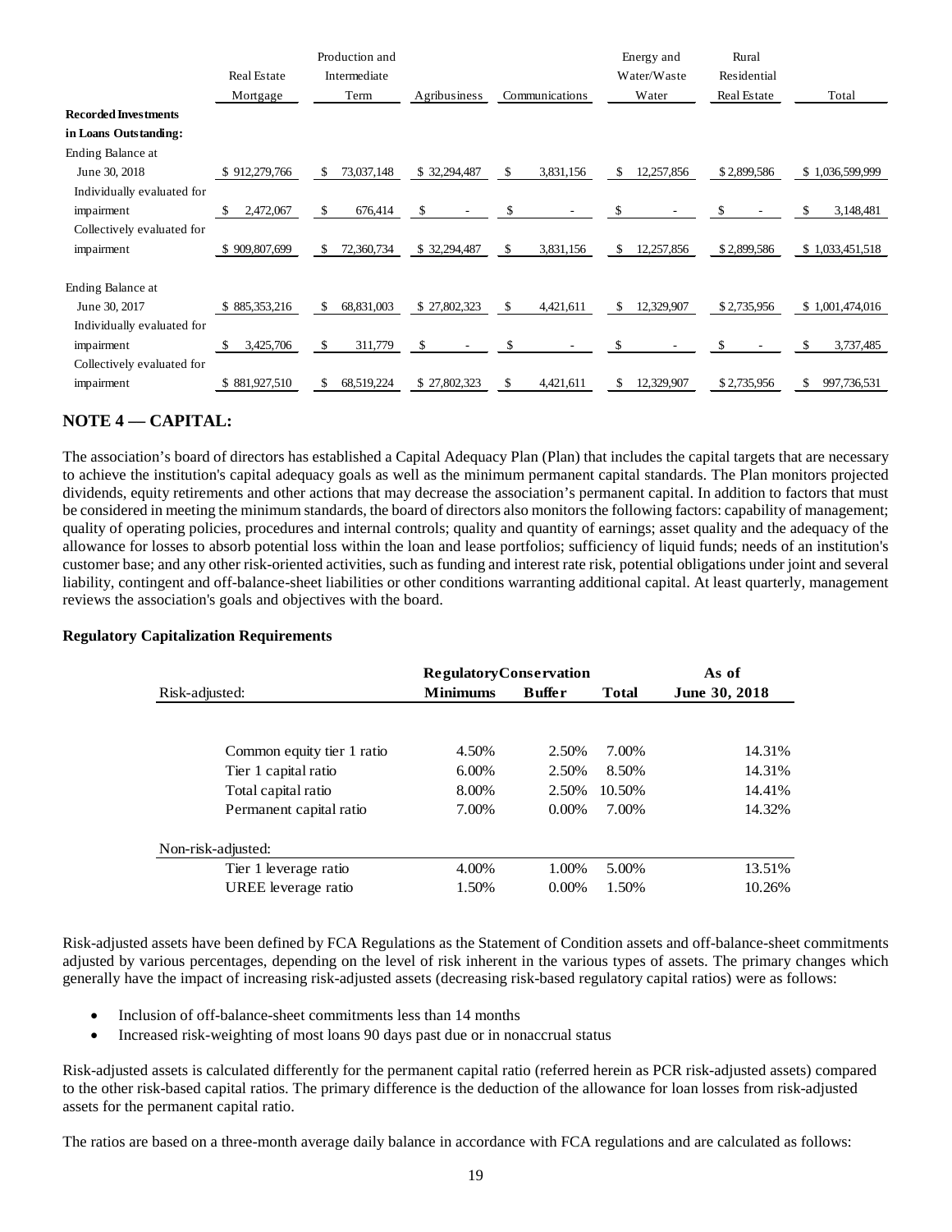| | Real Estate Mortgage | Production and Intermediate Term | Agribusiness | Communications | Energy and Water/Waste Water | Rural Residential Real Estate | Total |
|---|---|---|---|---|---|---|---|
| **Recorded Investments in Loans Outstanding:** | | | | | | | |
| Ending Balance at June 30, 2018 | $ 912,279,766 | $ 73,037,148 | $ 32,294,487 | $ 3,831,156 | $ 12,257,856 | $ 2,899,586 | $ 1,036,599,999 |
| Individually evaluated for impairment | $ 2,472,067 | $ 676,414 | $ - | $ - | $ - | $ - | $ 3,148,481 |
| Collectively evaluated for impairment | $ 909,807,699 | $ 72,360,734 | $ 32,294,487 | $ 3,831,156 | $ 12,257,856 | $ 2,899,586 | $ 1,033,451,518 |
| Ending Balance at June 30, 2017 | $ 885,353,216 | $ 68,831,003 | $ 27,802,323 | $ 4,421,611 | $ 12,329,907 | $ 2,735,956 | $ 1,001,474,016 |
| Individually evaluated for impairment | $ 3,425,706 | $ 311,779 | $ - | $ - | $ - | $ - | $ 3,737,485 |
| Collectively evaluated for impairment | $ 881,927,510 | $ 68,519,224 | $ 27,802,323 | $ 4,421,611 | $ 12,329,907 | $ 2,735,956 | $ 997,736,531 |

## NOTE 4 — CAPITAL:

The association's board of directors has established a Capital Adequacy Plan (Plan) that includes the capital targets that are necessary to achieve the institution's capital adequacy goals as well as the minimum permanent capital standards. The Plan monitors projected dividends, equity retirements and other actions that may decrease the association's permanent capital. In addition to factors that must be considered in meeting the minimum standards, the board of directors also monitors the following factors: capability of management; quality of operating policies, procedures and internal controls; quality and quantity of earnings; asset quality and the adequacy of the allowance for losses to absorb potential loss within the loan and lease portfolios; sufficiency of liquid funds; needs of an institution's customer base; and any other risk-oriented activities, such as funding and interest rate risk, potential obligations under joint and several liability, contingent and off-balance-sheet liabilities or other conditions warranting additional capital. At least quarterly, management reviews the association's goals and objectives with the board.

### Regulatory Capitalization Requirements

| Risk-adjusted: | Regulatory Minimums | Conservation Buffer | Total | As of June 30, 2018 |
|---|---|---|---|---|
| Common equity tier 1 ratio | 4.50% | 2.50% | 7.00% | 14.31% |
| Tier 1 capital ratio | 6.00% | 2.50% | 8.50% | 14.31% |
| Total capital ratio | 8.00% | 2.50% | 10.50% | 14.41% |
| Permanent capital ratio | 7.00% | 0.00% | 7.00% | 14.32% |
| **Non-risk-adjusted:** | | | | |
| Tier 1 leverage ratio | 4.00% | 1.00% | 5.00% | 13.51% |
| UREE leverage ratio | 1.50% | 0.00% | 1.50% | 10.26% |

Risk-adjusted assets have been defined by FCA Regulations as the Statement of Condition assets and off-balance-sheet commitments adjusted by various percentages, depending on the level of risk inherent in the various types of assets. The primary changes which generally have the impact of increasing risk-adjusted assets (decreasing risk-based regulatory capital ratios) were as follows:

- Inclusion of off-balance-sheet commitments less than 14 months
- Increased risk-weighting of most loans 90 days past due or in nonaccrual status

Risk-adjusted assets is calculated differently for the permanent capital ratio (referred herein as PCR risk-adjusted assets) compared to the other risk-based capital ratios. The primary difference is the deduction of the allowance for loan losses from risk-adjusted assets for the permanent capital ratio.

The ratios are based on a three-month average daily balance in accordance with FCA regulations and are calculated as follows: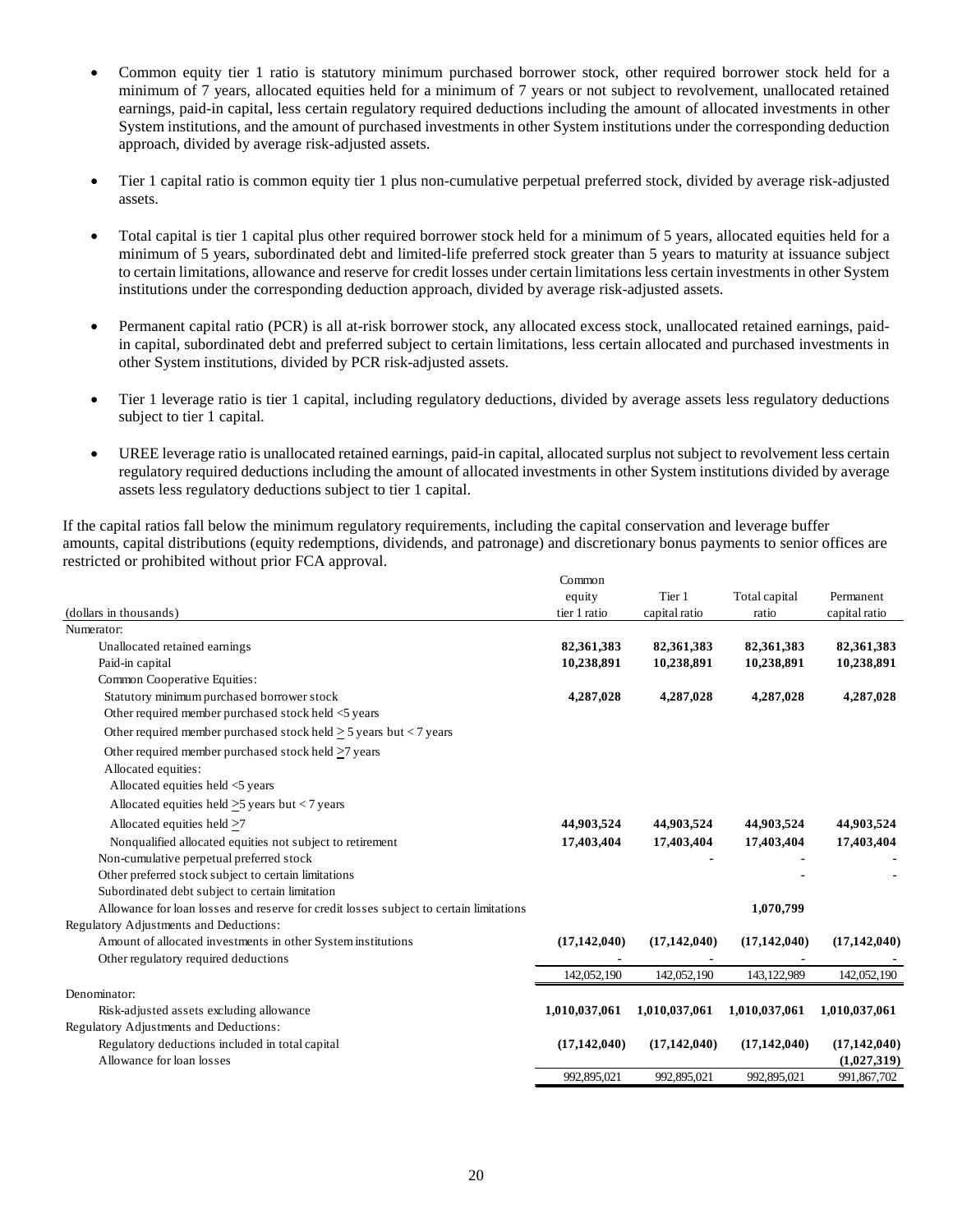- Common equity tier 1 ratio is statutory minimum purchased borrower stock, other required borrower stock held for a minimum of 7 years, allocated equities held for a minimum of 7 years or not subject to revolvement, unallocated retained earnings, paid-in capital, less certain regulatory required deductions including the amount of allocated investments in other System institutions, and the amount of purchased investments in other System institutions under the corresponding deduction approach, divided by average risk-adjusted assets.

- Tier 1 capital ratio is common equity tier 1 plus non-cumulative perpetual preferred stock, divided by average risk-adjusted assets.

- Total capital is tier 1 capital plus other required borrower stock held for a minimum of 5 years, allocated equities held for a minimum of 5 years, subordinated debt and limited-life preferred stock greater than 5 years to maturity at issuance subject to certain limitations, allowance and reserve for credit losses under certain limitations less certain investments in other System institutions under the corresponding deduction approach, divided by average risk-adjusted assets.

- Permanent capital ratio (PCR) is all at-risk borrower stock, any allocated excess stock, unallocated retained earnings, paid-in capital, subordinated debt and preferred subject to certain limitations, less certain allocated and purchased investments in other System institutions, divided by PCR risk-adjusted assets.

- Tier 1 leverage ratio is tier 1 capital, including regulatory deductions, divided by average assets less regulatory deductions subject to tier 1 capital.

- UREE leverage ratio is unallocated retained earnings, paid-in capital, allocated surplus not subject to revolvement less certain regulatory required deductions including the amount of allocated investments in other System institutions divided by average assets less regulatory deductions subject to tier 1 capital.

If the capital ratios fall below the minimum regulatory requirements, including the capital conservation and leverage buffer amounts, capital distributions (equity redemptions, dividends, and patronage) and discretionary bonus payments to senior offices are restricted or prohibited without prior FCA approval.

| (dollars in thousands) | Common equity tier 1 ratio | Tier 1 capital ratio | Total capital ratio | Permanent capital ratio |
|---|---|---|---|---|
| Numerator: | | | | |
| Unallocated retained earnings | **82,361,383** | **82,361,383** | **82,361,383** | **82,361,383** |
| Paid-in capital | **10,238,891** | **10,238,891** | **10,238,891** | **10,238,891** |
| Common Cooperative Equities: | | | | |
| Statutory minimum purchased borrower stock | **4,287,028** | **4,287,028** | **4,287,028** | **4,287,028** |
| Other required member purchased stock held <5 years | | | | |
| Other required member purchased stock held ≥ 5 years but < 7 years | | | | |
| Other required member purchased stock held ≥7 years | | | | |
| Allocated equities: | | | | |
| Allocated equities held <5 years | | | | |
| Allocated equities held ≥5 years but < 7 years | | | | |
| Allocated equities held ≥7 | **44,903,524** | **44,903,524** | **44,903,524** | **44,903,524** |
| Nonqualified allocated equities not subject to retirement | **17,403,404** | **17,403,404** | **17,403,404** | **17,403,404** |
| Non-cumulative perpetual preferred stock | | **-** | **-** | **-** |
| Other preferred stock subject to certain limitations | | | **-** | **-** |
| Subordinated debt subject to certain limitation | | | | |
| Allowance for loan losses and reserve for credit losses subject to certain limitations | | | **1,070,799** | |
| Regulatory Adjustments and Deductions: | | | | |
| Amount of allocated investments in other System institutions | **(17,142,040)** | **(17,142,040)** | **(17,142,040)** | **(17,142,040)** |
| Other regulatory required deductions | **-** | **-** | **-** | **-** |
| | 142,052,190 | 142,052,190 | 143,122,989 | 142,052,190 |
| Denominator: | | | | |
| Risk-adjusted assets excluding allowance | **1,010,037,061** | **1,010,037,061** | **1,010,037,061** | **1,010,037,061** |
| Regulatory Adjustments and Deductions: | | | | |
| Regulatory deductions included in total capital | **(17,142,040)** | **(17,142,040)** | **(17,142,040)** | **(17,142,040)** |
| Allowance for loan losses | | | | **(1,027,319)** |
| | 992,895,021 | 992,895,021 | 992,895,021 | 991,867,702 |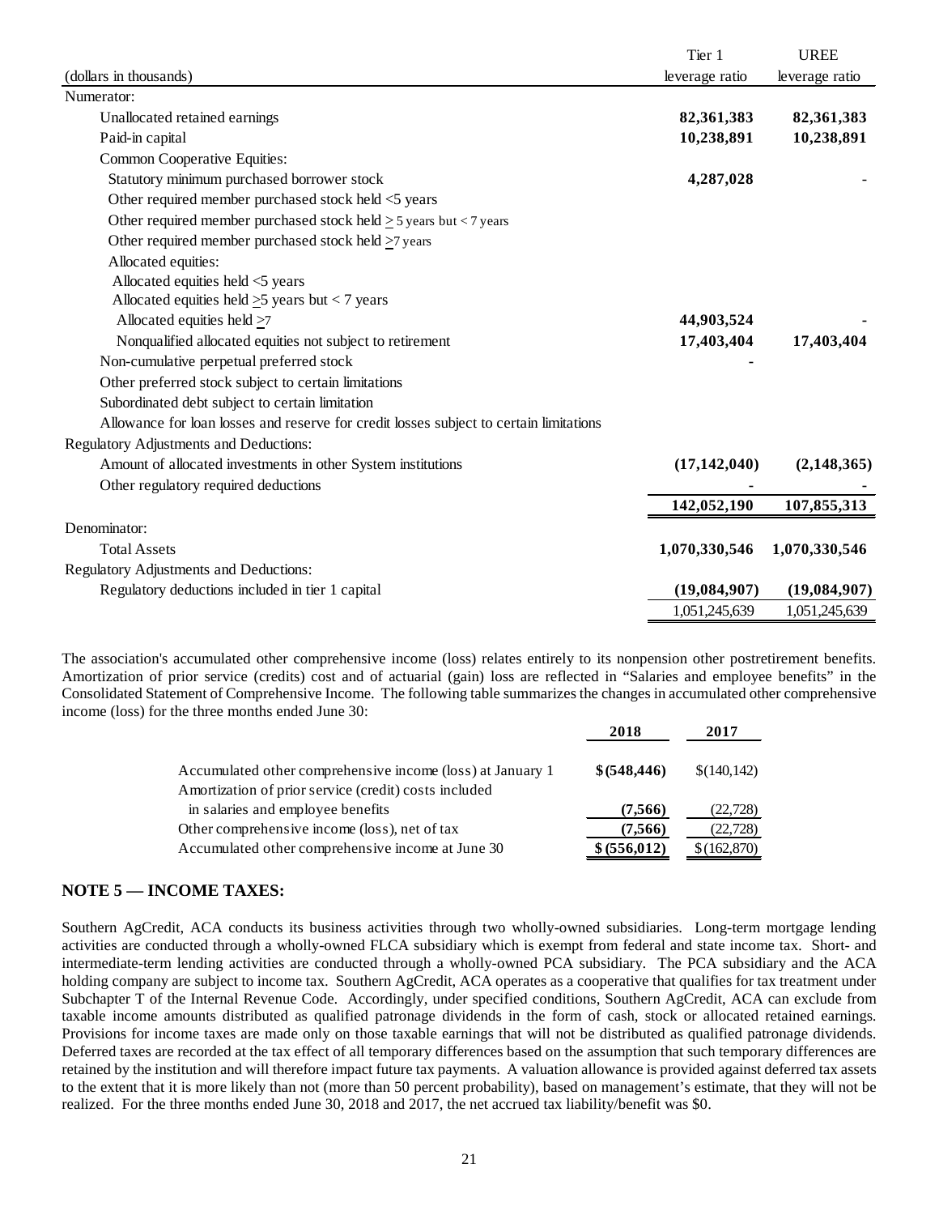| (dollars in thousands) | Tier 1 leverage ratio | UREE leverage ratio |
|---|---|---|
| Numerator: | | |
| Unallocated retained earnings | **82,361,383** | **82,361,383** |
| Paid-in capital | **10,238,891** | **10,238,891** |
| Common Cooperative Equities: | | |
| Statutory minimum purchased borrower stock | **4,287,028** | - |
| Other required member purchased stock held <5 years | | |
| Other required member purchased stock held ≥ 5 years but < 7 years | | |
| Other required member purchased stock held ≥7 years | | |
| Allocated equities: | | |
| Allocated equities held <5 years | | |
| Allocated equities held ≥5 years but < 7 years | | |
| Allocated equities held ≥7 | **44,903,524** | - |
| Nonqualified allocated equities not subject to retirement | **17,403,404** | **17,403,404** |
| Non-cumulative perpetual preferred stock | - | |
| Other preferred stock subject to certain limitations | | |
| Subordinated debt subject to certain limitation | | |
| Allowance for loan losses and reserve for credit losses subject to certain limitations | | |
| Regulatory Adjustments and Deductions: | | |
| Amount of allocated investments in other System institutions | **(17,142,040)** | **(2,148,365)** |
| Other regulatory required deductions | - | - |
| | **142,052,190** | **107,855,313** |
| Denominator: | | |
| Total Assets | **1,070,330,546** | **1,070,330,546** |
| Regulatory Adjustments and Deductions: | | |
| Regulatory deductions included in tier 1 capital | **(19,084,907)** | **(19,084,907)** |
| | 1,051,245,639 | 1,051,245,639 |

The association's accumulated other comprehensive income (loss) relates entirely to its nonpension other postretirement benefits. Amortization of prior service (credits) cost and of actuarial (gain) loss are reflected in "Salaries and employee benefits" in the Consolidated Statement of Comprehensive Income. The following table summarizes the changes in accumulated other comprehensive income (loss) for the three months ended June 30:

| | 2018 | 2017 |
|---|---|---|
| Accumulated other comprehensive income (loss) at January 1 | **$(548,446)** | $(140,142) |
| Amortization of prior service (credit) costs included in salaries and employee benefits | **(7,566)** | (22,728) |
| Other comprehensive income (loss), net of tax | **(7,566)** | (22,728) |
| Accumulated other comprehensive income at June 30 | **$(556,012)** | $(162,870) |

## NOTE 5 — INCOME TAXES:

Southern AgCredit, ACA conducts its business activities through two wholly-owned subsidiaries. Long-term mortgage lending activities are conducted through a wholly-owned FLCA subsidiary which is exempt from federal and state income tax. Short- and intermediate-term lending activities are conducted through a wholly-owned PCA subsidiary. The PCA subsidiary and the ACA holding company are subject to income tax. Southern AgCredit, ACA operates as a cooperative that qualifies for tax treatment under Subchapter T of the Internal Revenue Code. Accordingly, under specified conditions, Southern AgCredit, ACA can exclude from taxable income amounts distributed as qualified patronage dividends in the form of cash, stock or allocated retained earnings. Provisions for income taxes are made only on those taxable earnings that will not be distributed as qualified patronage dividends. Deferred taxes are recorded at the tax effect of all temporary differences based on the assumption that such temporary differences are retained by the institution and will therefore impact future tax payments. A valuation allowance is provided against deferred tax assets to the extent that it is more likely than not (more than 50 percent probability), based on management's estimate, that they will not be realized. For the three months ended June 30, 2018 and 2017, the net accrued tax liability/benefit was $0.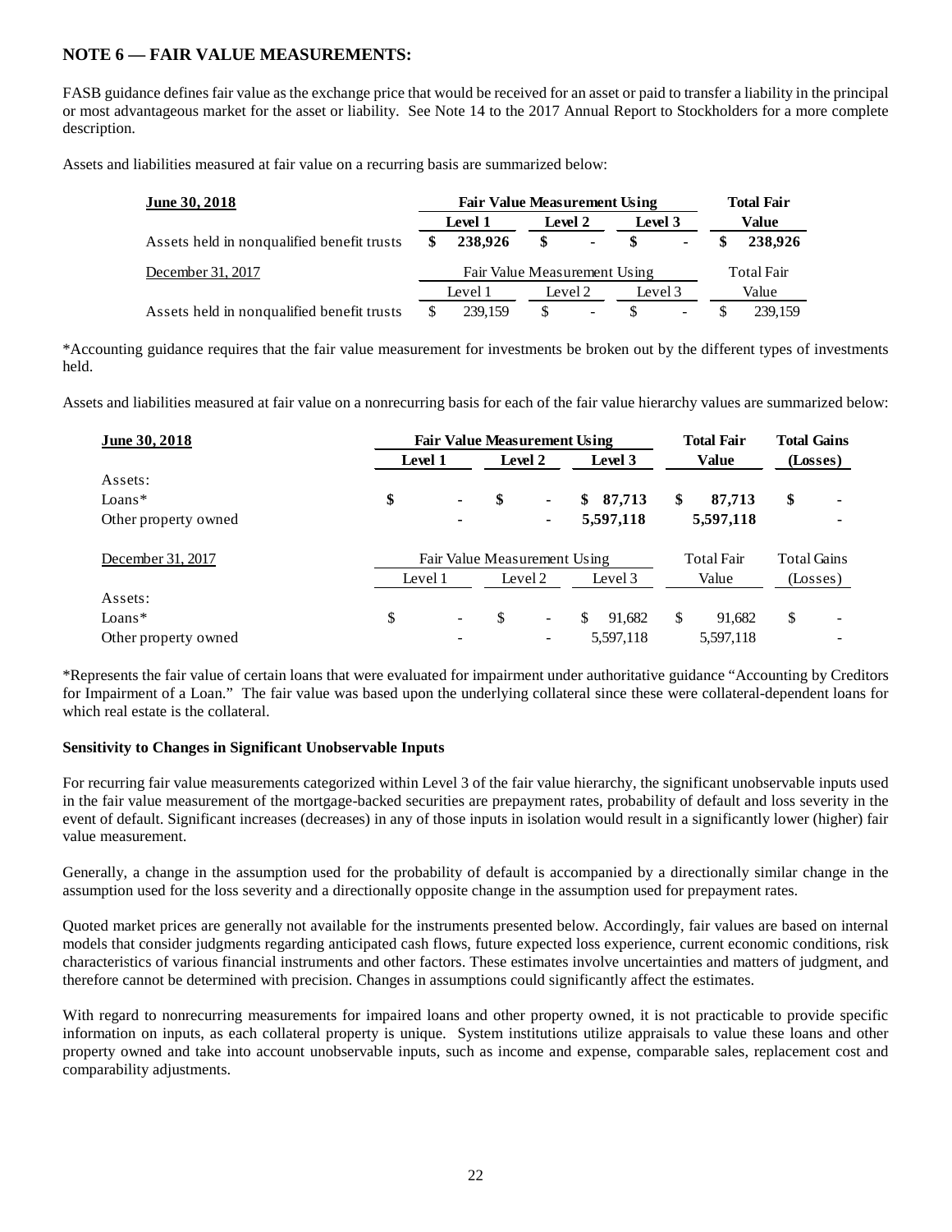## NOTE 6 — FAIR VALUE MEASUREMENTS:

FASB guidance defines fair value as the exchange price that would be received for an asset or paid to transfer a liability in the principal or most advantageous market for the asset or liability. See Note 14 to the 2017 Annual Report to Stockholders for a more complete description.

Assets and liabilities measured at fair value on a recurring basis are summarized below:

| June 30, 2018 | Fair Value Measurement Using | | | Total Fair Value |
|---|---|---|---|---|
| | Level 1 | Level 2 | Level 3 | |
| Assets held in nonqualified benefit trusts | $ 238,926 | $ - | $ - | $ 238,926 |
| **December 31, 2017** | **Fair Value Measurement Using** | | | **Total Fair Value** |
| | Level 1 | Level 2 | Level 3 | |
| Assets held in nonqualified benefit trusts | $ 239,159 | $ - | $ - | $ 239,159 |

*Accounting guidance requires that the fair value measurement for investments be broken out by the different types of investments held.

Assets and liabilities measured at fair value on a nonrecurring basis for each of the fair value hierarchy values are summarized below:

| June 30, 2018 | Fair Value Measurement Using | | | Total Fair Value | Total Gains (Losses) |
|---|---|---|---|---|---|
| | Level 1 | Level 2 | Level 3 | | |
| Assets: | | | | | |
| Loans* | $ - | $ - | $ 87,713 | $ 87,713 | $ - |
| Other property owned | - | - | 5,597,118 | 5,597,118 | - |
| **December 31, 2017** | **Fair Value Measurement Using** | | | **Total Fair Value** | **Total Gains (Losses)** |
| | Level 1 | Level 2 | Level 3 | | |
| Assets: | | | | | |
| Loans* | $ - | $ - | $ 91,682 | $ 91,682 | $ - |
| Other property owned | - | - | 5,597,118 | 5,597,118 | - |

*Represents the fair value of certain loans that were evaluated for impairment under authoritative guidance "Accounting by Creditors for Impairment of a Loan." The fair value was based upon the underlying collateral since these were collateral-dependent loans for which real estate is the collateral.

### Sensitivity to Changes in Significant Unobservable Inputs

For recurring fair value measurements categorized within Level 3 of the fair value hierarchy, the significant unobservable inputs used in the fair value measurement of the mortgage-backed securities are prepayment rates, probability of default and loss severity in the event of default. Significant increases (decreases) in any of those inputs in isolation would result in a significantly lower (higher) fair value measurement.

Generally, a change in the assumption used for the probability of default is accompanied by a directionally similar change in the assumption used for the loss severity and a directionally opposite change in the assumption used for prepayment rates.

Quoted market prices are generally not available for the instruments presented below. Accordingly, fair values are based on internal models that consider judgments regarding anticipated cash flows, future expected loss experience, current economic conditions, risk characteristics of various financial instruments and other factors. These estimates involve uncertainties and matters of judgment, and therefore cannot be determined with precision. Changes in assumptions could significantly affect the estimates.

With regard to nonrecurring measurements for impaired loans and other property owned, it is not practicable to provide specific information on inputs, as each collateral property is unique. System institutions utilize appraisals to value these loans and other property owned and take into account unobservable inputs, such as income and expense, comparable sales, replacement cost and comparability adjustments.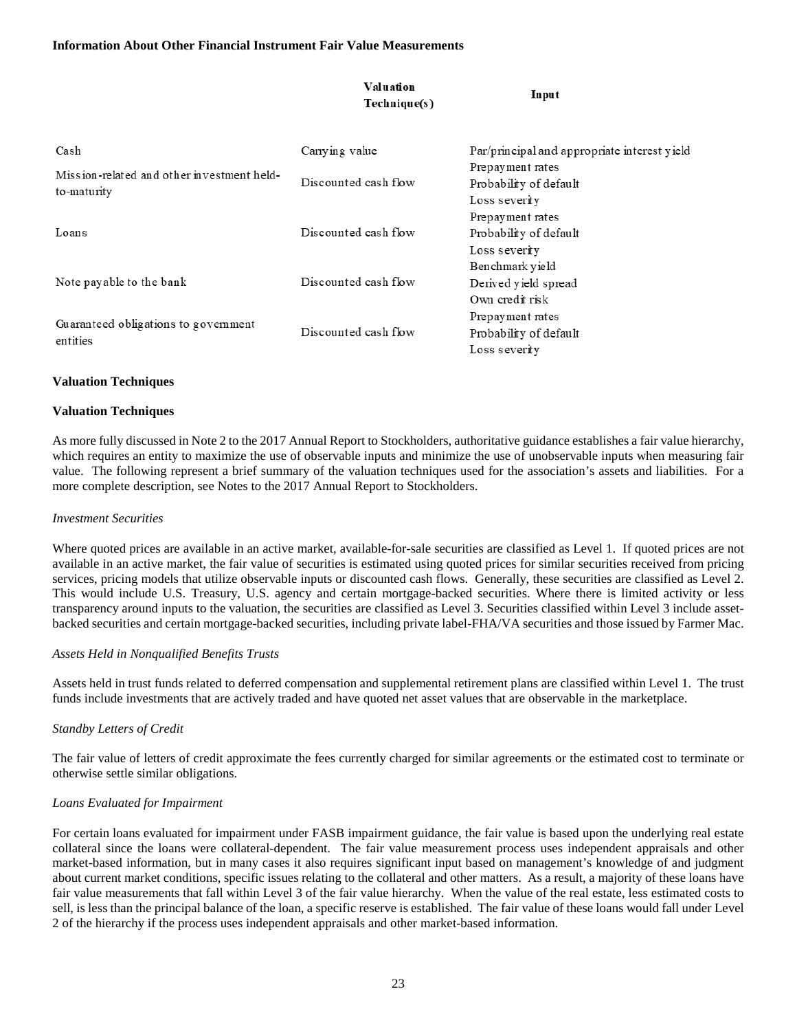**Information About Other Financial Instrument Fair Value Measurements**

| | Valuation Technique(s) | Input |
|---|---|---|
| Cash | Carrying value | Par/principal and appropriate interest yield |
| Mission-related and other investment held-to-maturity | Discounted cash flow | Prepayment rates<br>Probability of default<br>Loss severity |
| Loans | Discounted cash flow | Prepayment rates<br>Probability of default<br>Loss severity |
| Note payable to the bank | Discounted cash flow | Benchmark yield<br>Derived yield spread<br>Own credit risk |
| Guaranteed obligations to government entities | Discounted cash flow | Prepayment rates<br>Probability of default<br>Loss severity |

**Valuation Techniques**

**Valuation Techniques**

As more fully discussed in Note 2 to the 2017 Annual Report to Stockholders, authoritative guidance establishes a fair value hierarchy, which requires an entity to maximize the use of observable inputs and minimize the use of unobservable inputs when measuring fair value. The following represent a brief summary of the valuation techniques used for the association's assets and liabilities. For a more complete description, see Notes to the 2017 Annual Report to Stockholders.

*Investment Securities*

Where quoted prices are available in an active market, available-for-sale securities are classified as Level 1. If quoted prices are not available in an active market, the fair value of securities is estimated using quoted prices for similar securities received from pricing services, pricing models that utilize observable inputs or discounted cash flows. Generally, these securities are classified as Level 2. This would include U.S. Treasury, U.S. agency and certain mortgage-backed securities. Where there is limited activity or less transparency around inputs to the valuation, the securities are classified as Level 3. Securities classified within Level 3 include asset-backed securities and certain mortgage-backed securities, including private label-FHA/VA securities and those issued by Farmer Mac.

*Assets Held in Nonqualified Benefits Trusts*

Assets held in trust funds related to deferred compensation and supplemental retirement plans are classified within Level 1. The trust funds include investments that are actively traded and have quoted net asset values that are observable in the marketplace.

*Standby Letters of Credit*

The fair value of letters of credit approximate the fees currently charged for similar agreements or the estimated cost to terminate or otherwise settle similar obligations.

*Loans Evaluated for Impairment*

For certain loans evaluated for impairment under FASB impairment guidance, the fair value is based upon the underlying real estate collateral since the loans were collateral-dependent. The fair value measurement process uses independent appraisals and other market-based information, but in many cases it also requires significant input based on management's knowledge of and judgment about current market conditions, specific issues relating to the collateral and other matters. As a result, a majority of these loans have fair value measurements that fall within Level 3 of the fair value hierarchy. When the value of the real estate, less estimated costs to sell, is less than the principal balance of the loan, a specific reserve is established. The fair value of these loans would fall under Level 2 of the hierarchy if the process uses independent appraisals and other market-based information.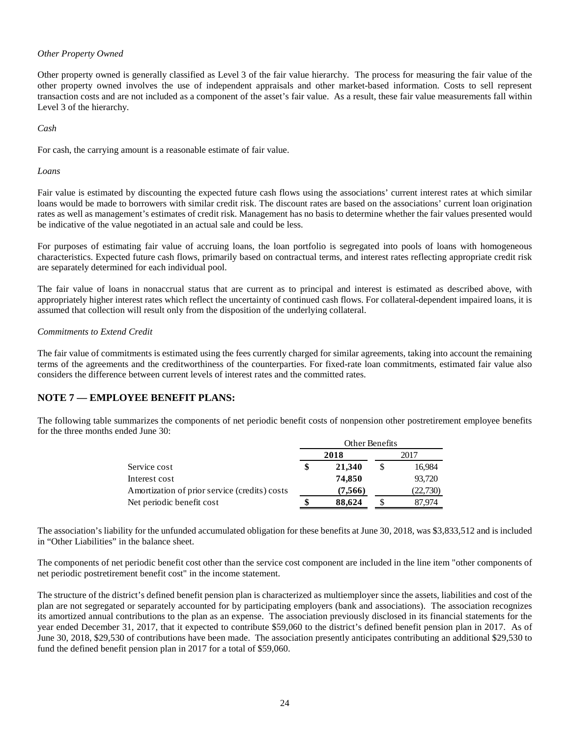*Other Property Owned*

Other property owned is generally classified as Level 3 of the fair value hierarchy. The process for measuring the fair value of the other property owned involves the use of independent appraisals and other market-based information. Costs to sell represent transaction costs and are not included as a component of the asset's fair value. As a result, these fair value measurements fall within Level 3 of the hierarchy.

*Cash*

For cash, the carrying amount is a reasonable estimate of fair value.

*Loans*

Fair value is estimated by discounting the expected future cash flows using the associations' current interest rates at which similar loans would be made to borrowers with similar credit risk. The discount rates are based on the associations' current loan origination rates as well as management's estimates of credit risk. Management has no basis to determine whether the fair values presented would be indicative of the value negotiated in an actual sale and could be less.

For purposes of estimating fair value of accruing loans, the loan portfolio is segregated into pools of loans with homogeneous characteristics. Expected future cash flows, primarily based on contractual terms, and interest rates reflecting appropriate credit risk are separately determined for each individual pool.

The fair value of loans in nonaccrual status that are current as to principal and interest is estimated as described above, with appropriately higher interest rates which reflect the uncertainty of continued cash flows. For collateral-dependent impaired loans, it is assumed that collection will result only from the disposition of the underlying collateral.

*Commitments to Extend Credit*

The fair value of commitments is estimated using the fees currently charged for similar agreements, taking into account the remaining terms of the agreements and the creditworthiness of the counterparties. For fixed-rate loan commitments, estimated fair value also considers the difference between current levels of interest rates and the committed rates.

## NOTE 7 — EMPLOYEE BENEFIT PLANS:

The following table summarizes the components of net periodic benefit costs of nonpension other postretirement employee benefits for the three months ended June 30:

| | Other Benefits | |
|---|---|---|
| | **2018** | 2017 |
| Service cost | **$ 21,340** | $ 16,984 |
| Interest cost | **74,850** | 93,720 |
| Amortization of prior service (credits) costs | **(7,566)** | (22,730) |
| Net periodic benefit cost | **$ 88,624** | $ 87,974 |

The association's liability for the unfunded accumulated obligation for these benefits at June 30, 2018, was $3,833,512 and is included in "Other Liabilities" in the balance sheet.

The components of net periodic benefit cost other than the service cost component are included in the line item "other components of net periodic postretirement benefit cost" in the income statement.

The structure of the district's defined benefit pension plan is characterized as multiemployer since the assets, liabilities and cost of the plan are not segregated or separately accounted for by participating employers (bank and associations). The association recognizes its amortized annual contributions to the plan as an expense. The association previously disclosed in its financial statements for the year ended December 31, 2017, that it expected to contribute $59,060 to the district's defined benefit pension plan in 2017. As of June 30, 2018, $29,530 of contributions have been made. The association presently anticipates contributing an additional $29,530 to fund the defined benefit pension plan in 2017 for a total of $59,060.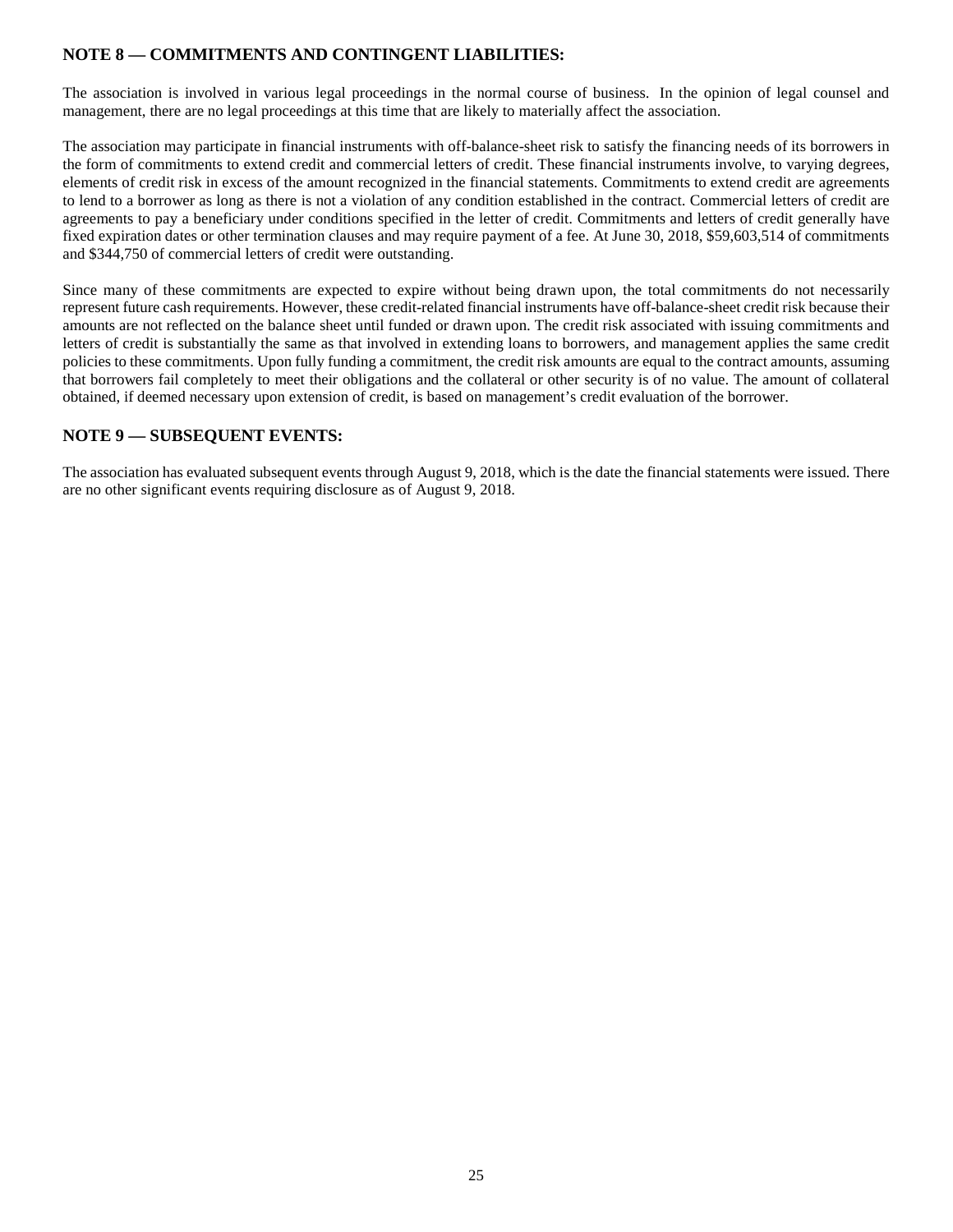## NOTE 8 — COMMITMENTS AND CONTINGENT LIABILITIES:

The association is involved in various legal proceedings in the normal course of business. In the opinion of legal counsel and management, there are no legal proceedings at this time that are likely to materially affect the association.

The association may participate in financial instruments with off-balance-sheet risk to satisfy the financing needs of its borrowers in the form of commitments to extend credit and commercial letters of credit. These financial instruments involve, to varying degrees, elements of credit risk in excess of the amount recognized in the financial statements. Commitments to extend credit are agreements to lend to a borrower as long as there is not a violation of any condition established in the contract. Commercial letters of credit are agreements to pay a beneficiary under conditions specified in the letter of credit. Commitments and letters of credit generally have fixed expiration dates or other termination clauses and may require payment of a fee. At June 30, 2018, $59,603,514 of commitments and $344,750 of commercial letters of credit were outstanding.

Since many of these commitments are expected to expire without being drawn upon, the total commitments do not necessarily represent future cash requirements. However, these credit-related financial instruments have off-balance-sheet credit risk because their amounts are not reflected on the balance sheet until funded or drawn upon. The credit risk associated with issuing commitments and letters of credit is substantially the same as that involved in extending loans to borrowers, and management applies the same credit policies to these commitments. Upon fully funding a commitment, the credit risk amounts are equal to the contract amounts, assuming that borrowers fail completely to meet their obligations and the collateral or other security is of no value. The amount of collateral obtained, if deemed necessary upon extension of credit, is based on management's credit evaluation of the borrower.

## NOTE 9 — SUBSEQUENT EVENTS:

The association has evaluated subsequent events through August 9, 2018, which is the date the financial statements were issued. There are no other significant events requiring disclosure as of August 9, 2018.